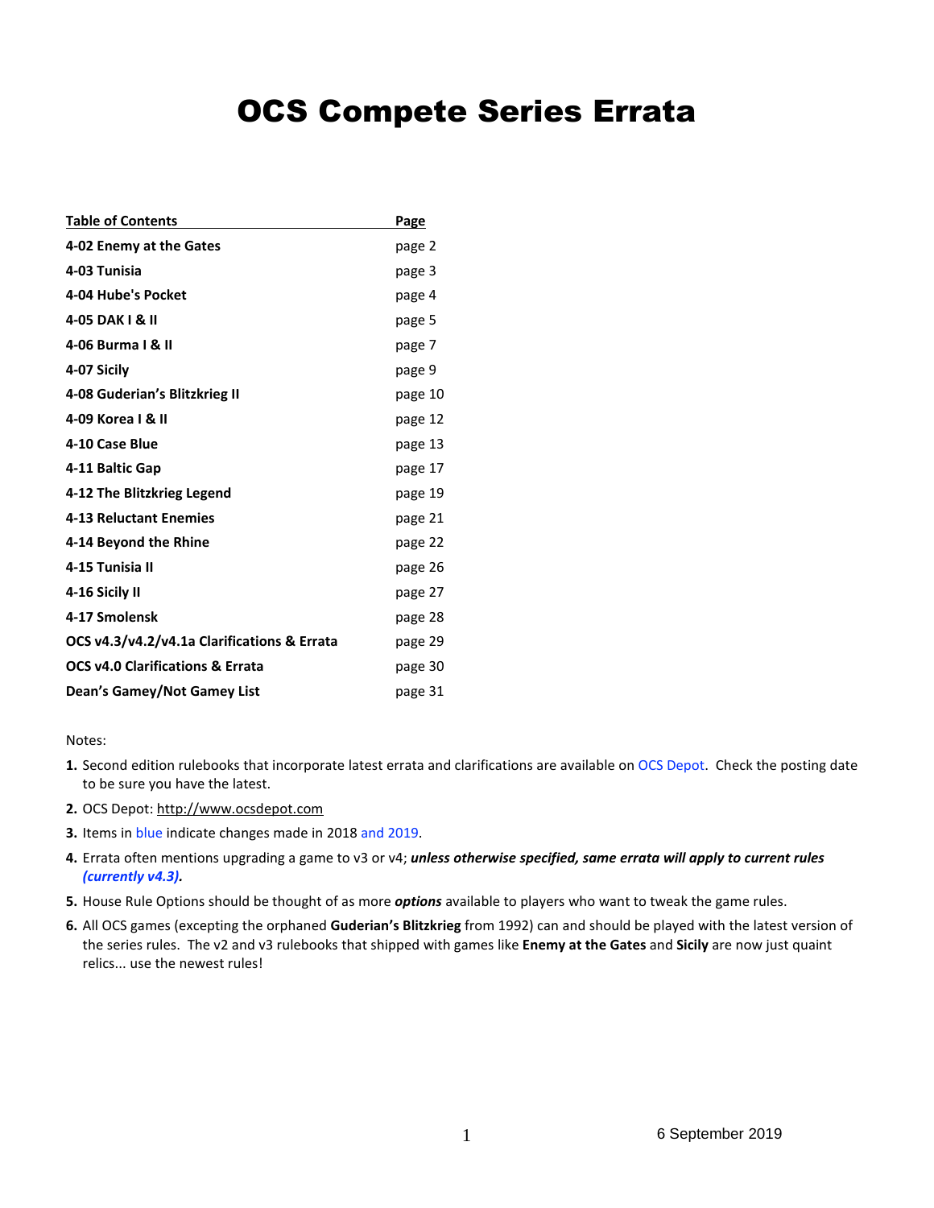# OCS Compete Series Errata

| Table of Contents | Page |
|---|---|
| **4-02 Enemy at the Gates** | page 2 |
| **4-03 Tunisia** | page 3 |
| **4-04 Hube's Pocket** | page 4 |
| **4-05 DAK I & II** | page 5 |
| **4-06 Burma I & II** | page 7 |
| **4-07 Sicily** | page 9 |
| **4-08 Guderian's Blitzkrieg II** | page 10 |
| **4-09 Korea I & II** | page 12 |
| **4-10 Case Blue** | page 13 |
| **4-11 Baltic Gap** | page 17 |
| **4-12 The Blitzkrieg Legend** | page 19 |
| **4-13 Reluctant Enemies** | page 21 |
| **4-14 Beyond the Rhine** | page 22 |
| **4-15 Tunisia II** | page 26 |
| **4-16 Sicily II** | page 27 |
| **4-17 Smolensk** | page 28 |
| **OCS v4.3/v4.2/v4.1a Clarifications & Errata** | page 29 |
| **OCS v4.0 Clarifications & Errata** | page 30 |
| **Dean's Gamey/Not Gamey List** | page 31 |

Notes:

1. Second edition rulebooks that incorporate latest errata and clarifications are available on OCS Depot. Check the posting date to be sure you have the latest.
2. OCS Depot: http://www.ocsdepot.com
3. Items in blue indicate changes made in 2018 and 2019.
4. Errata often mentions upgrading a game to v3 or v4; ***unless otherwise specified, same errata will apply to current rules (currently v4.3).***
5. House Rule Options should be thought of as more ***options*** available to players who want to tweak the game rules.
6. All OCS games (excepting the orphaned **Guderian's Blitzkrieg** from 1992) can and should be played with the latest version of the series rules. The v2 and v3 rulebooks that shipped with games like **Enemy at the Gates** and **Sicily** are now just quaint relics... use the newest rules!

6 September 2019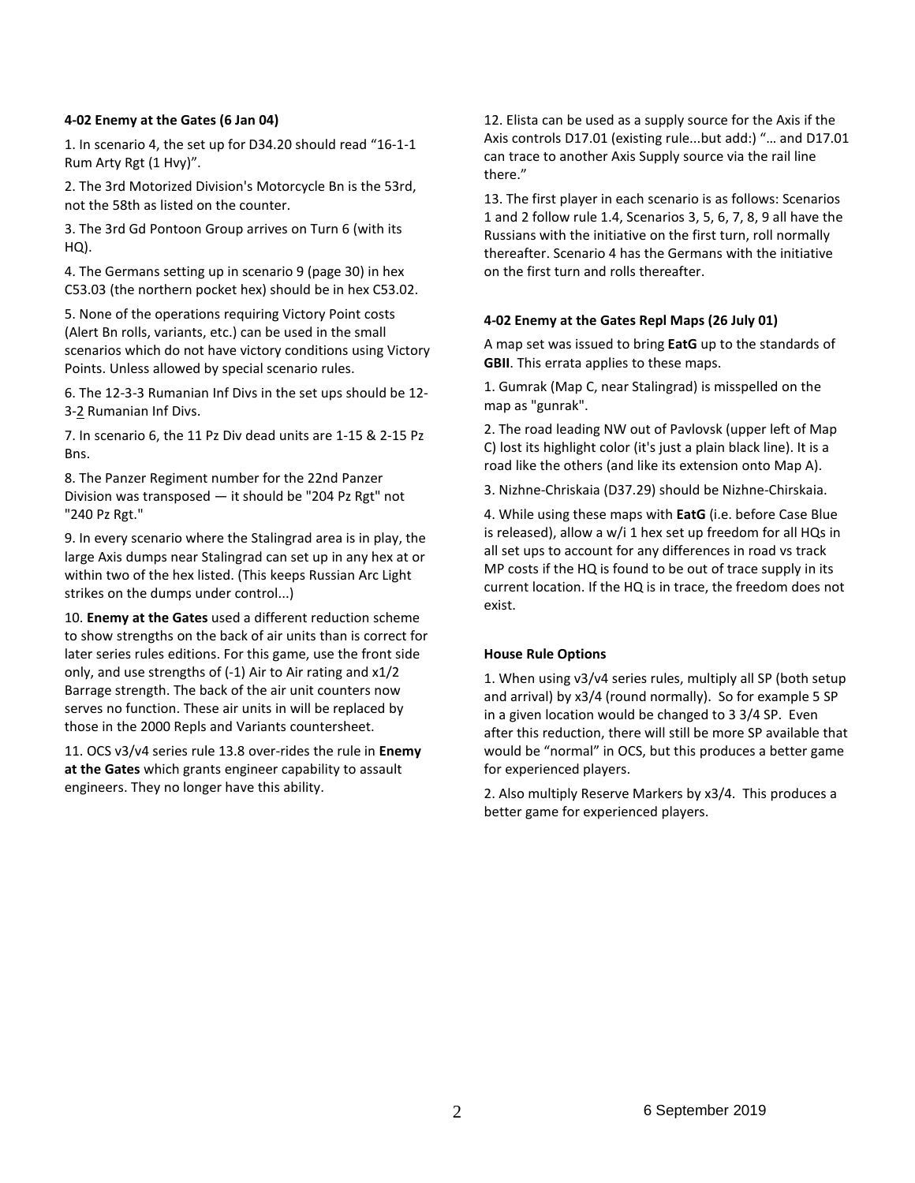**4-02 Enemy at the Gates (6 Jan 04)**

1. In scenario 4, the set up for D34.20 should read “16-1-1 Rum Arty Rgt (1 Hvy)”.

2. The 3rd Motorized Division's Motorcycle Bn is the 53rd, not the 58th as listed on the counter.

3. The 3rd Gd Pontoon Group arrives on Turn 6 (with its HQ).

4. The Germans setting up in scenario 9 (page 30) in hex C53.03 (the northern pocket hex) should be in hex C53.02.

5. None of the operations requiring Victory Point costs (Alert Bn rolls, variants, etc.) can be used in the small scenarios which do not have victory conditions using Victory Points. Unless allowed by special scenario rules.

6. The 12-3-3 Rumanian Inf Divs in the set ups should be 12-3-2 Rumanian Inf Divs.

7. In scenario 6, the 11 Pz Div dead units are 1-15 & 2-15 Pz Bns.

8. The Panzer Regiment number for the 22nd Panzer Division was transposed — it should be "204 Pz Rgt" not "240 Pz Rgt."

9. In every scenario where the Stalingrad area is in play, the large Axis dumps near Stalingrad can set up in any hex at or within two of the hex listed. (This keeps Russian Arc Light strikes on the dumps under control...)

10. **Enemy at the Gates** used a different reduction scheme to show strengths on the back of air units than is correct for later series rules editions. For this game, use the front side only, and use strengths of (-1) Air to Air rating and x1/2 Barrage strength. The back of the air unit counters now serves no function. These air units in will be replaced by those in the 2000 Repls and Variants countersheet.

11. OCS v3/v4 series rule 13.8 over-rides the rule in **Enemy at the Gates** which grants engineer capability to assault engineers. They no longer have this ability.

12. Elista can be used as a supply source for the Axis if the Axis controls D17.01 (existing rule...but add:) “… and D17.01 can trace to another Axis Supply source via the rail line there.”

13. The first player in each scenario is as follows: Scenarios 1 and 2 follow rule 1.4, Scenarios 3, 5, 6, 7, 8, 9 all have the Russians with the initiative on the first turn, roll normally thereafter. Scenario 4 has the Germans with the initiative on the first turn and rolls thereafter.

**4-02 Enemy at the Gates Repl Maps (26 July 01)**

A map set was issued to bring **EatG** up to the standards of **GBII**. This errata applies to these maps.

1. Gumrak (Map C, near Stalingrad) is misspelled on the map as "gunrak".

2. The road leading NW out of Pavlovsk (upper left of Map C) lost its highlight color (it's just a plain black line). It is a road like the others (and like its extension onto Map A).

3. Nizhne-Chriskaia (D37.29) should be Nizhne-Chirskaia.

4. While using these maps with **EatG** (i.e. before Case Blue is released), allow a w/i 1 hex set up freedom for all HQs in all set ups to account for any differences in road vs track MP costs if the HQ is found to be out of trace supply in its current location. If the HQ is in trace, the freedom does not exist.

**House Rule Options**

1. When using v3/v4 series rules, multiply all SP (both setup and arrival) by x3/4 (round normally). So for example 5 SP in a given location would be changed to 3 3/4 SP. Even after this reduction, there will still be more SP available that would be “normal” in OCS, but this produces a better game for experienced players.

2. Also multiply Reserve Markers by x3/4. This produces a better game for experienced players.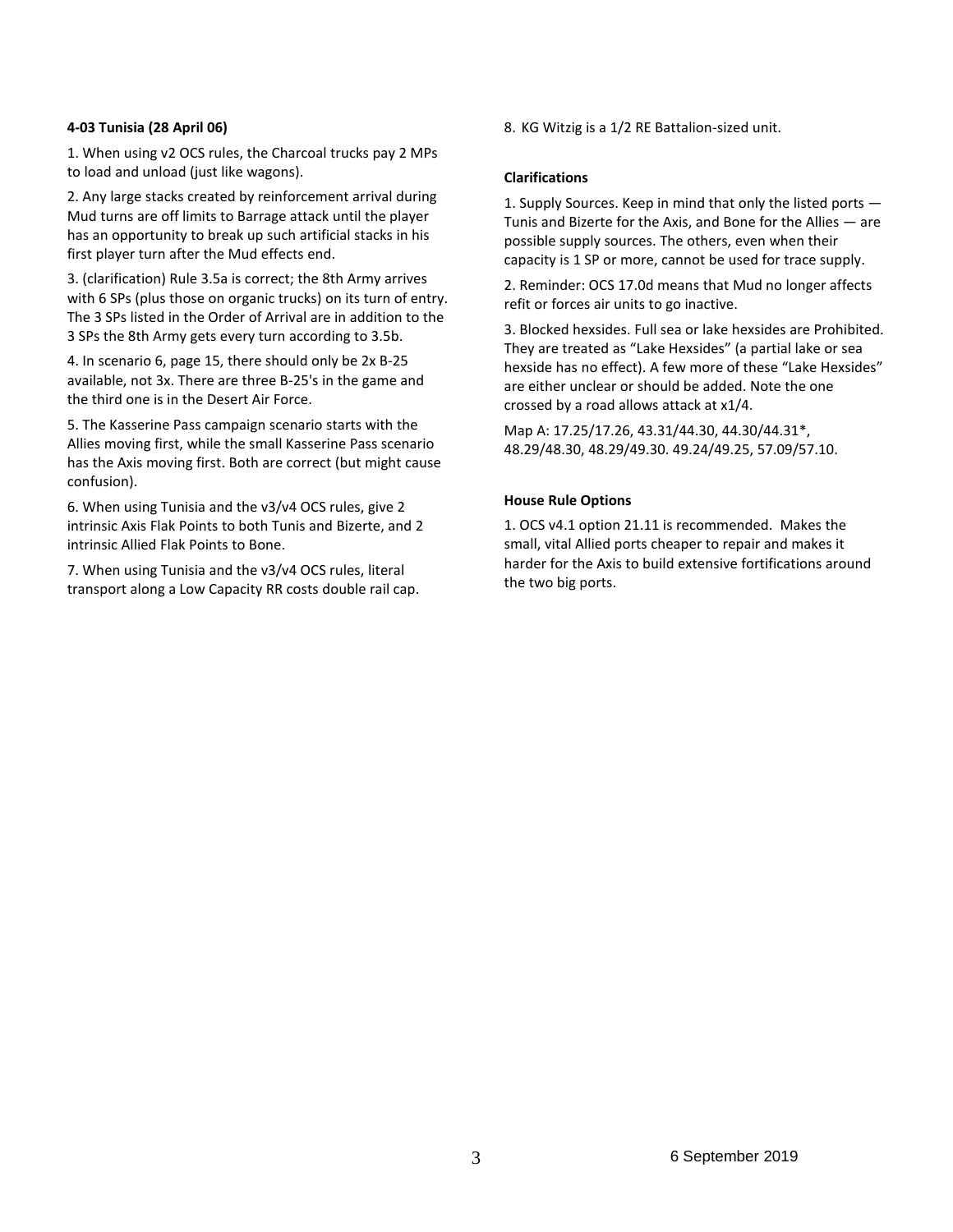**4-03 Tunisia (28 April 06)**

1. When using v2 OCS rules, the Charcoal trucks pay 2 MPs to load and unload (just like wagons).

2. Any large stacks created by reinforcement arrival during Mud turns are off limits to Barrage attack until the player has an opportunity to break up such artificial stacks in his first player turn after the Mud effects end.

3. (clarification) Rule 3.5a is correct; the 8th Army arrives with 6 SPs (plus those on organic trucks) on its turn of entry. The 3 SPs listed in the Order of Arrival are in addition to the 3 SPs the 8th Army gets every turn according to 3.5b.

4. In scenario 6, page 15, there should only be 2x B-25 available, not 3x. There are three B-25's in the game and the third one is in the Desert Air Force.

5. The Kasserine Pass campaign scenario starts with the Allies moving first, while the small Kasserine Pass scenario has the Axis moving first. Both are correct (but might cause confusion).

6. When using Tunisia and the v3/v4 OCS rules, give 2 intrinsic Axis Flak Points to both Tunis and Bizerte, and 2 intrinsic Allied Flak Points to Bone.

7. When using Tunisia and the v3/v4 OCS rules, literal transport along a Low Capacity RR costs double rail cap.

8. KG Witzig is a 1/2 RE Battalion-sized unit.

**Clarifications**

1. Supply Sources. Keep in mind that only the listed ports — Tunis and Bizerte for the Axis, and Bone for the Allies — are possible supply sources. The others, even when their capacity is 1 SP or more, cannot be used for trace supply.

2. Reminder: OCS 17.0d means that Mud no longer affects refit or forces air units to go inactive.

3. Blocked hexsides. Full sea or lake hexsides are Prohibited. They are treated as "Lake Hexsides" (a partial lake or sea hexside has no effect). A few more of these "Lake Hexsides" are either unclear or should be added. Note the one crossed by a road allows attack at x1/4.

Map A: 17.25/17.26, 43.31/44.30, 44.30/44.31*, 48.29/48.30, 48.29/49.30. 49.24/49.25, 57.09/57.10.

**House Rule Options**

1. OCS v4.1 option 21.11 is recommended. Makes the small, vital Allied ports cheaper to repair and makes it harder for the Axis to build extensive fortifications around the two big ports.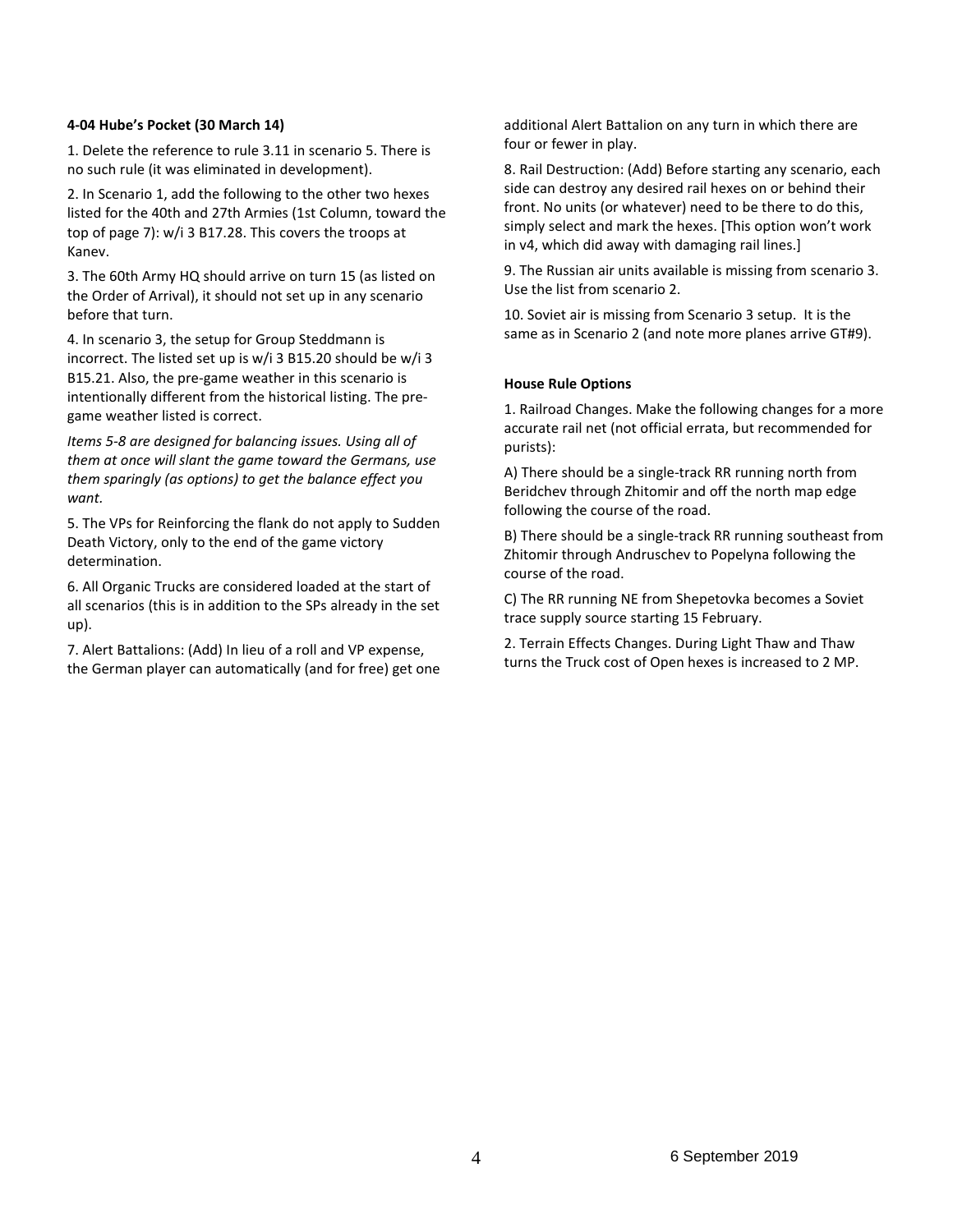**4-04 Hube's Pocket (30 March 14)**

1. Delete the reference to rule 3.11 in scenario 5. There is no such rule (it was eliminated in development).

2. In Scenario 1, add the following to the other two hexes listed for the 40th and 27th Armies (1st Column, toward the top of page 7): w/i 3 B17.28. This covers the troops at Kanev.

3. The 60th Army HQ should arrive on turn 15 (as listed on the Order of Arrival), it should not set up in any scenario before that turn.

4. In scenario 3, the setup for Group Steddmann is incorrect. The listed set up is w/i 3 B15.20 should be w/i 3 B15.21. Also, the pre-game weather in this scenario is intentionally different from the historical listing. The pre-game weather listed is correct.

*Items 5-8 are designed for balancing issues. Using all of them at once will slant the game toward the Germans, use them sparingly (as options) to get the balance effect you want.*

5. The VPs for Reinforcing the flank do not apply to Sudden Death Victory, only to the end of the game victory determination.

6. All Organic Trucks are considered loaded at the start of all scenarios (this is in addition to the SPs already in the set up).

7. Alert Battalions: (Add) In lieu of a roll and VP expense, the German player can automatically (and for free) get one additional Alert Battalion on any turn in which there are four or fewer in play.

8. Rail Destruction: (Add) Before starting any scenario, each side can destroy any desired rail hexes on or behind their front. No units (or whatever) need to be there to do this, simply select and mark the hexes. [This option won't work in v4, which did away with damaging rail lines.]

9. The Russian air units available is missing from scenario 3. Use the list from scenario 2.

10. Soviet air is missing from Scenario 3 setup. It is the same as in Scenario 2 (and note more planes arrive GT#9).

**House Rule Options**

1. Railroad Changes. Make the following changes for a more accurate rail net (not official errata, but recommended for purists):

A) There should be a single-track RR running north from Beridchev through Zhitomir and off the north map edge following the course of the road.

B) There should be a single-track RR running southeast from Zhitomir through Andruschev to Popelyna following the course of the road.

C) The RR running NE from Shepetovka becomes a Soviet trace supply source starting 15 February.

2. Terrain Effects Changes. During Light Thaw and Thaw turns the Truck cost of Open hexes is increased to 2 MP.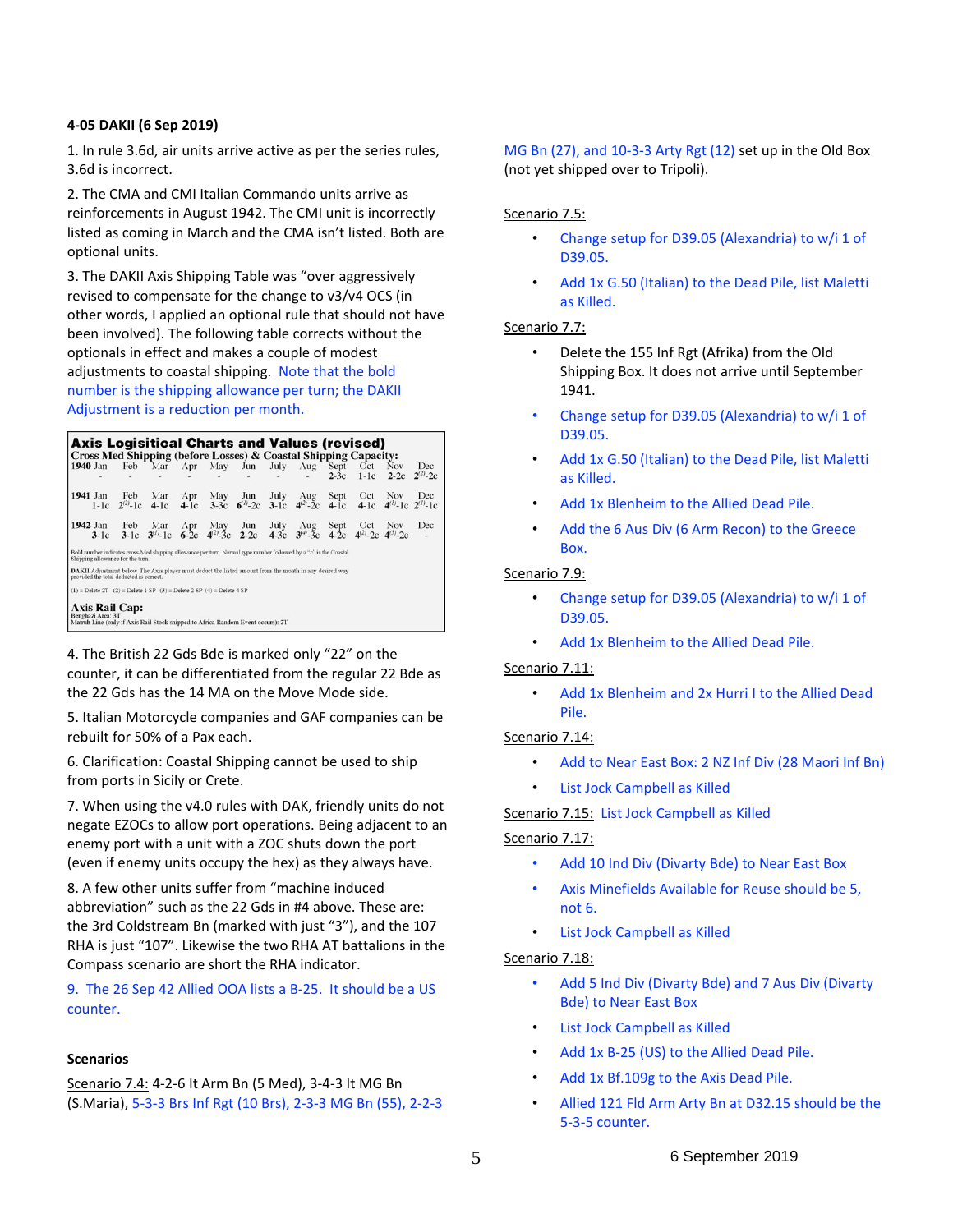**4-05 DAKII (6 Sep 2019)**

1. In rule 3.6d, air units arrive active as per the series rules, 3.6d is incorrect.

2. The CMA and CMI Italian Commando units arrive as reinforcements in August 1942. The CMI unit is incorrectly listed as coming in March and the CMA isn't listed. Both are optional units.

3. The DAKII Axis Shipping Table was "over aggressively revised to compensate for the change to v3/v4 OCS (in other words, I applied an optional rule that should not have been involved). The following table corrects without the optionals in effect and makes a couple of modest adjustments to coastal shipping. Note that the bold number is the shipping allowance per turn; the DAKII Adjustment is a reduction per month.

**Axis Logisitical Charts and Values (revised)**

Cross Med Shipping (before Losses) & Coastal Shipping Capacity:

| | Jan | Feb | Mar | Apr | May | Jun | July | Aug | Sept | Oct | Nov | Dec |
|---|---|---|---|---|---|---|---|---|---|---|---|---|
| 1940 | - | - | - | - | - | - | - | - | 2-3c | 1-1c | 2-2c | 2(2)-2c |
| 1941 | 1-1c | 2(2)-1c | 4-1c | 4-1c | 3-3c | 6(1)-2c | 3-1c | 4(2)-2c | 4-1c | 4-1c | 4(1)-1c | 2(1)-1c |
| 1942 | 3-1c | 3-1c | 3(1)-1c | 6-2c | 4(2)-3c | 2-2c | 4-3c | 3(4)-3c | 4-2c | 4(2)-2c | 4(3)-2c | - |

Bold number indicates cross Med shipping allowance per turn. Normal type number followed by a "c" is the Coastal Shipping allowance for the turn.

DAKII Adjustment below: The Axis player must deduct the listed amount from the month in any desired way provided the total deducted is correct.

(1) = Delete 2T (2) = Delete 1 SP (3) = Delete 2 SP (4) = Delete 4 SP

**Axis Rail Cap:**
Benghazi Area: 3T
Matruh Line (only if Axis Rail Stock shipped to Africa Random Event occurs): 2T

4. The British 22 Gds Bde is marked only "22" on the counter, it can be differentiated from the regular 22 Bde as the 22 Gds has the 14 MA on the Move Mode side.

5. Italian Motorcycle companies and GAF companies can be rebuilt for 50% of a Pax each.

6. Clarification: Coastal Shipping cannot be used to ship from ports in Sicily or Crete.

7. When using the v4.0 rules with DAK, friendly units do not negate EZOCs to allow port operations. Being adjacent to an enemy port with a unit with a ZOC shuts down the port (even if enemy units occupy the hex) as they always have.

8. A few other units suffer from "machine induced abbreviation" such as the 22 Gds in #4 above. These are: the 3rd Coldstream Bn (marked with just "3"), and the 107 RHA is just "107". Likewise the two RHA AT battalions in the Compass scenario are short the RHA indicator.

9. The 26 Sep 42 Allied OOA lists a B-25. It should be a US counter.

**Scenarios**

Scenario 7.4: 4-2-6 It Arm Bn (5 Med), 3-4-3 It MG Bn (S.Maria), 5-3-3 Brs Inf Rgt (10 Brs), 2-3-3 MG Bn (55), 2-2-3 MG Bn (27), and 10-3-3 Arty Rgt (12) set up in the Old Box (not yet shipped over to Tripoli).

Scenario 7.5:

- Change setup for D39.05 (Alexandria) to w/i 1 of D39.05.
- Add 1x G.50 (Italian) to the Dead Pile, list Maletti as Killed.

Scenario 7.7:

- Delete the 155 Inf Rgt (Afrika) from the Old Shipping Box. It does not arrive until September 1941.
- Change setup for D39.05 (Alexandria) to w/i 1 of D39.05.
- Add 1x G.50 (Italian) to the Dead Pile, list Maletti as Killed.
- Add 1x Blenheim to the Allied Dead Pile.
- Add the 6 Aus Div (6 Arm Recon) to the Greece Box.

Scenario 7.9:

- Change setup for D39.05 (Alexandria) to w/i 1 of D39.05.
- Add 1x Blenheim to the Allied Dead Pile.

Scenario 7.11:

- Add 1x Blenheim and 2x Hurri I to the Allied Dead Pile.

Scenario 7.14:

- Add to Near East Box: 2 NZ Inf Div (28 Maori Inf Bn)
- List Jock Campbell as Killed

Scenario 7.15: List Jock Campbell as Killed

Scenario 7.17:

- Add 10 Ind Div (Divarty Bde) to Near East Box
- Axis Minefields Available for Reuse should be 5, not 6.
- List Jock Campbell as Killed

Scenario 7.18:

- Add 5 Ind Div (Divarty Bde) and 7 Aus Div (Divarty Bde) to Near East Box
- List Jock Campbell as Killed
- Add 1x B-25 (US) to the Allied Dead Pile.
- Add 1x Bf.109g to the Axis Dead Pile.
- Allied 121 Fld Arm Arty Bn at D32.15 should be the 5-3-5 counter.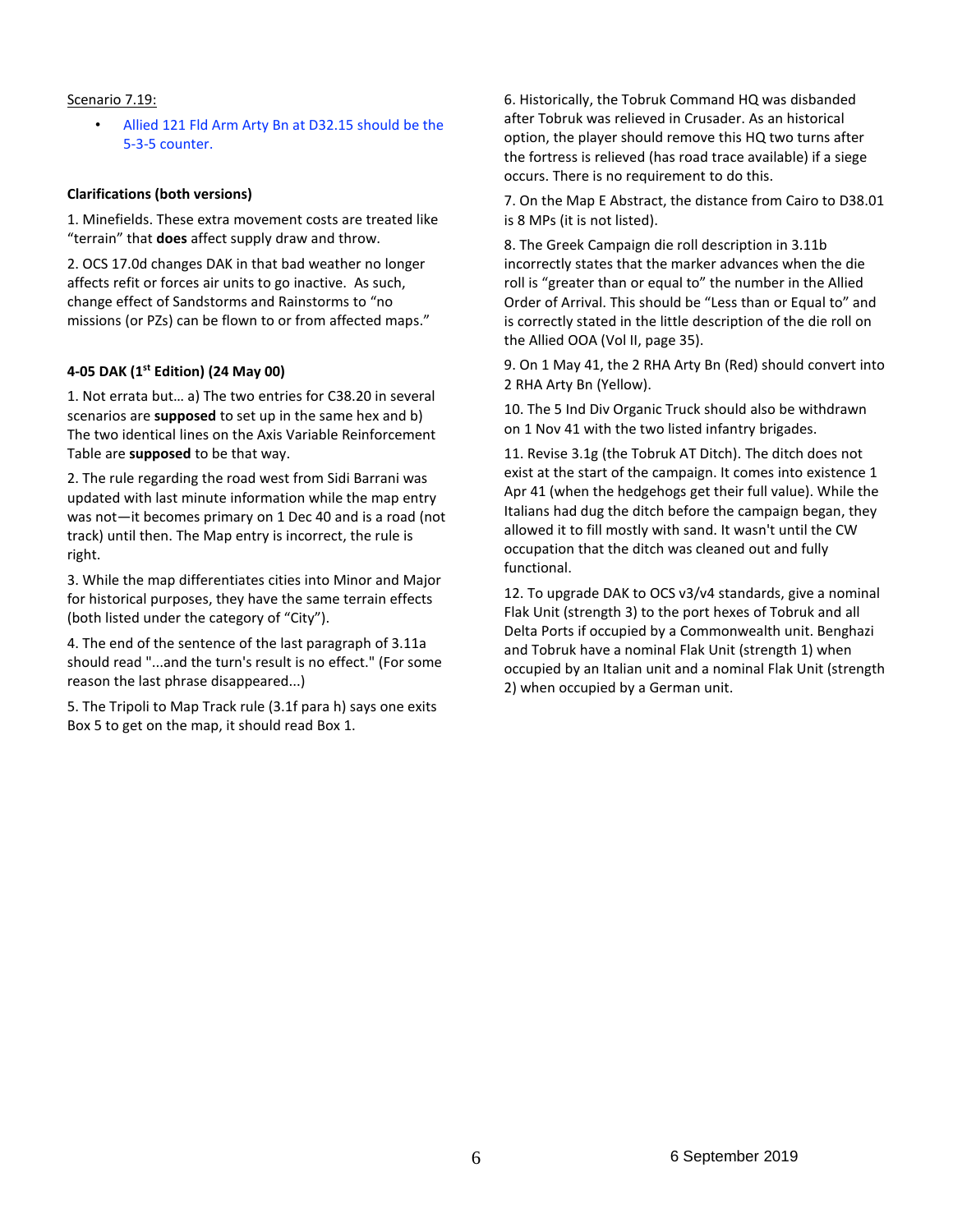Scenario 7.19:

- Allied 121 Fld Arm Arty Bn at D32.15 should be the 5-3-5 counter.

**Clarifications (both versions)**

1. Minefields. These extra movement costs are treated like "terrain" that **does** affect supply draw and throw.

2. OCS 17.0d changes DAK in that bad weather no longer affects refit or forces air units to go inactive. As such, change effect of Sandstorms and Rainstorms to "no missions (or PZs) can be flown to or from affected maps."

**4-05 DAK (1st Edition) (24 May 00)**

1. Not errata but… a) The two entries for C38.20 in several scenarios are **supposed** to set up in the same hex and b) The two identical lines on the Axis Variable Reinforcement Table are **supposed** to be that way.

2. The rule regarding the road west from Sidi Barrani was updated with last minute information while the map entry was not—it becomes primary on 1 Dec 40 and is a road (not track) until then. The Map entry is incorrect, the rule is right.

3. While the map differentiates cities into Minor and Major for historical purposes, they have the same terrain effects (both listed under the category of "City").

4. The end of the sentence of the last paragraph of 3.11a should read "...and the turn's result is no effect." (For some reason the last phrase disappeared...)

5. The Tripoli to Map Track rule (3.1f para h) says one exits Box 5 to get on the map, it should read Box 1.

6. Historically, the Tobruk Command HQ was disbanded after Tobruk was relieved in Crusader. As an historical option, the player should remove this HQ two turns after the fortress is relieved (has road trace available) if a siege occurs. There is no requirement to do this.

7. On the Map E Abstract, the distance from Cairo to D38.01 is 8 MPs (it is not listed).

8. The Greek Campaign die roll description in 3.11b incorrectly states that the marker advances when the die roll is "greater than or equal to" the number in the Allied Order of Arrival. This should be "Less than or Equal to" and is correctly stated in the little description of the die roll on the Allied OOA (Vol II, page 35).

9. On 1 May 41, the 2 RHA Arty Bn (Red) should convert into 2 RHA Arty Bn (Yellow).

10. The 5 Ind Div Organic Truck should also be withdrawn on 1 Nov 41 with the two listed infantry brigades.

11. Revise 3.1g (the Tobruk AT Ditch). The ditch does not exist at the start of the campaign. It comes into existence 1 Apr 41 (when the hedgehogs get their full value). While the Italians had dug the ditch before the campaign began, they allowed it to fill mostly with sand. It wasn't until the CW occupation that the ditch was cleaned out and fully functional.

12. To upgrade DAK to OCS v3/v4 standards, give a nominal Flak Unit (strength 3) to the port hexes of Tobruk and all Delta Ports if occupied by a Commonwealth unit. Benghazi and Tobruk have a nominal Flak Unit (strength 1) when occupied by an Italian unit and a nominal Flak Unit (strength 2) when occupied by a German unit.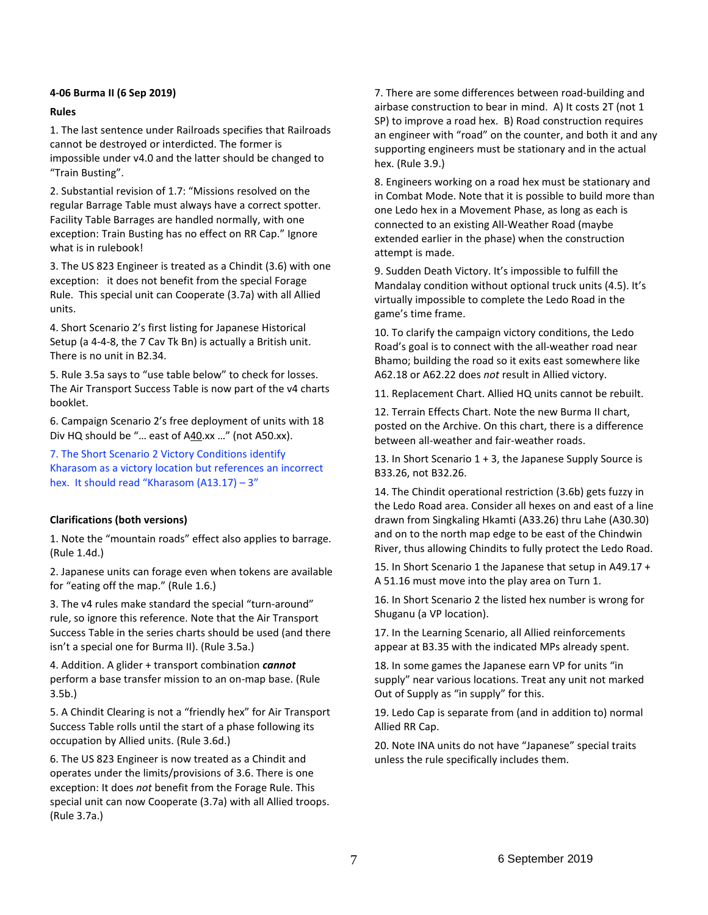**4-06 Burma II (6 Sep 2019)**

**Rules**

1. The last sentence under Railroads specifies that Railroads cannot be destroyed or interdicted. The former is impossible under v4.0 and the latter should be changed to "Train Busting".

2. Substantial revision of 1.7: "Missions resolved on the regular Barrage Table must always have a correct spotter. Facility Table Barrages are handled normally, with one exception: Train Busting has no effect on RR Cap." Ignore what is in rulebook!

3. The US 823 Engineer is treated as a Chindit (3.6) with one exception: it does not benefit from the special Forage Rule. This special unit can Cooperate (3.7a) with all Allied units.

4. Short Scenario 2's first listing for Japanese Historical Setup (a 4-4-8, the 7 Cav Tk Bn) is actually a British unit. There is no unit in B2.34.

5. Rule 3.5a says to "use table below" to check for losses. The Air Transport Success Table is now part of the v4 charts booklet.

6. Campaign Scenario 2's free deployment of units with 18 Div HQ should be "… east of A40.xx …" (not A50.xx).

7. The Short Scenario 2 Victory Conditions identify Kharasom as a victory location but references an incorrect hex. It should read "Kharasom (A13.17) – 3"

**Clarifications (both versions)**

1. Note the "mountain roads" effect also applies to barrage. (Rule 1.4d.)

2. Japanese units can forage even when tokens are available for "eating off the map." (Rule 1.6.)

3. The v4 rules make standard the special "turn-around" rule, so ignore this reference. Note that the Air Transport Success Table in the series charts should be used (and there isn't a special one for Burma II). (Rule 3.5a.)

4. Addition. A glider + transport combination ***cannot*** perform a base transfer mission to an on-map base. (Rule 3.5b.)

5. A Chindit Clearing is not a "friendly hex" for Air Transport Success Table rolls until the start of a phase following its occupation by Allied units. (Rule 3.6d.)

6. The US 823 Engineer is now treated as a Chindit and operates under the limits/provisions of 3.6. There is one exception: It does *not* benefit from the Forage Rule. This special unit can now Cooperate (3.7a) with all Allied troops. (Rule 3.7a.)

7. There are some differences between road-building and airbase construction to bear in mind. A) It costs 2T (not 1 SP) to improve a road hex. B) Road construction requires an engineer with "road" on the counter, and both it and any supporting engineers must be stationary and in the actual hex. (Rule 3.9.)

8. Engineers working on a road hex must be stationary and in Combat Mode. Note that it is possible to build more than one Ledo hex in a Movement Phase, as long as each is connected to an existing All-Weather Road (maybe extended earlier in the phase) when the construction attempt is made.

9. Sudden Death Victory. It's impossible to fulfill the Mandalay condition without optional truck units (4.5). It's virtually impossible to complete the Ledo Road in the game's time frame.

10. To clarify the campaign victory conditions, the Ledo Road's goal is to connect with the all-weather road near Bhamo; building the road so it exits east somewhere like A62.18 or A62.22 does *not* result in Allied victory.

11. Replacement Chart. Allied HQ units cannot be rebuilt.

12. Terrain Effects Chart. Note the new Burma II chart, posted on the Archive. On this chart, there is a difference between all-weather and fair-weather roads.

13. In Short Scenario 1 + 3, the Japanese Supply Source is B33.26, not B32.26.

14. The Chindit operational restriction (3.6b) gets fuzzy in the Ledo Road area. Consider all hexes on and east of a line drawn from Singkaling Hkamti (A33.26) thru Lahe (A30.30) and on to the north map edge to be east of the Chindwin River, thus allowing Chindits to fully protect the Ledo Road.

15. In Short Scenario 1 the Japanese that setup in A49.17 + A 51.16 must move into the play area on Turn 1.

16. In Short Scenario 2 the listed hex number is wrong for Shuganu (a VP location).

17. In the Learning Scenario, all Allied reinforcements appear at B3.35 with the indicated MPs already spent.

18. In some games the Japanese earn VP for units "in supply" near various locations. Treat any unit not marked Out of Supply as "in supply" for this.

19. Ledo Cap is separate from (and in addition to) normal Allied RR Cap.

20. Note INA units do not have "Japanese" special traits unless the rule specifically includes them.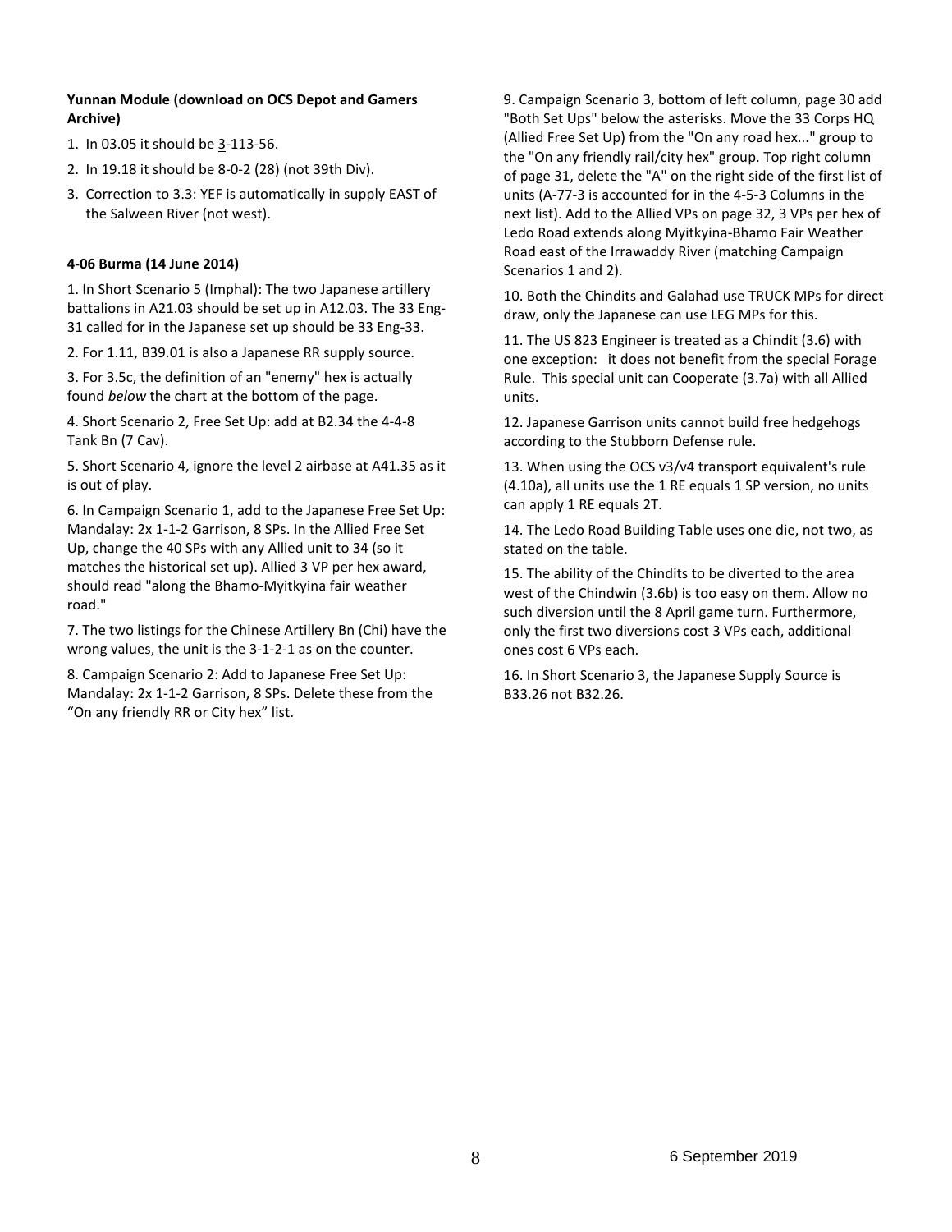**Yunnan Module (download on OCS Depot and Gamers Archive)**

1. In 03.05 it should be 3-113-56.
2. In 19.18 it should be 8-0-2 (28) (not 39th Div).
3. Correction to 3.3: YEF is automatically in supply EAST of the Salween River (not west).

**4-06 Burma (14 June 2014)**

1. In Short Scenario 5 (Imphal): The two Japanese artillery battalions in A21.03 should be set up in A12.03. The 33 Eng-31 called for in the Japanese set up should be 33 Eng-33.

2. For 1.11, B39.01 is also a Japanese RR supply source.

3. For 3.5c, the definition of an "enemy" hex is actually found *below* the chart at the bottom of the page.

4. Short Scenario 2, Free Set Up: add at B2.34 the 4-4-8 Tank Bn (7 Cav).

5. Short Scenario 4, ignore the level 2 airbase at A41.35 as it is out of play.

6. In Campaign Scenario 1, add to the Japanese Free Set Up: Mandalay: 2x 1-1-2 Garrison, 8 SPs. In the Allied Free Set Up, change the 40 SPs with any Allied unit to 34 (so it matches the historical set up). Allied 3 VP per hex award, should read "along the Bhamo-Myitkyina fair weather road."

7. The two listings for the Chinese Artillery Bn (Chi) have the wrong values, the unit is the 3-1-2-1 as on the counter.

8. Campaign Scenario 2: Add to Japanese Free Set Up: Mandalay: 2x 1-1-2 Garrison, 8 SPs. Delete these from the "On any friendly RR or City hex" list.

9. Campaign Scenario 3, bottom of left column, page 30 add "Both Set Ups" below the asterisks. Move the 33 Corps HQ (Allied Free Set Up) from the "On any road hex..." group to the "On any friendly rail/city hex" group. Top right column of page 31, delete the "A" on the right side of the first list of units (A-77-3 is accounted for in the 4-5-3 Columns in the next list). Add to the Allied VPs on page 32, 3 VPs per hex of Ledo Road extends along Myitkyina-Bhamo Fair Weather Road east of the Irrawaddy River (matching Campaign Scenarios 1 and 2).

10. Both the Chindits and Galahad use TRUCK MPs for direct draw, only the Japanese can use LEG MPs for this.

11. The US 823 Engineer is treated as a Chindit (3.6) with one exception: it does not benefit from the special Forage Rule. This special unit can Cooperate (3.7a) with all Allied units.

12. Japanese Garrison units cannot build free hedgehogs according to the Stubborn Defense rule.

13. When using the OCS v3/v4 transport equivalent's rule (4.10a), all units use the 1 RE equals 1 SP version, no units can apply 1 RE equals 2T.

14. The Ledo Road Building Table uses one die, not two, as stated on the table.

15. The ability of the Chindits to be diverted to the area west of the Chindwin (3.6b) is too easy on them. Allow no such diversion until the 8 April game turn. Furthermore, only the first two diversions cost 3 VPs each, additional ones cost 6 VPs each.

16. In Short Scenario 3, the Japanese Supply Source is B33.26 not B32.26.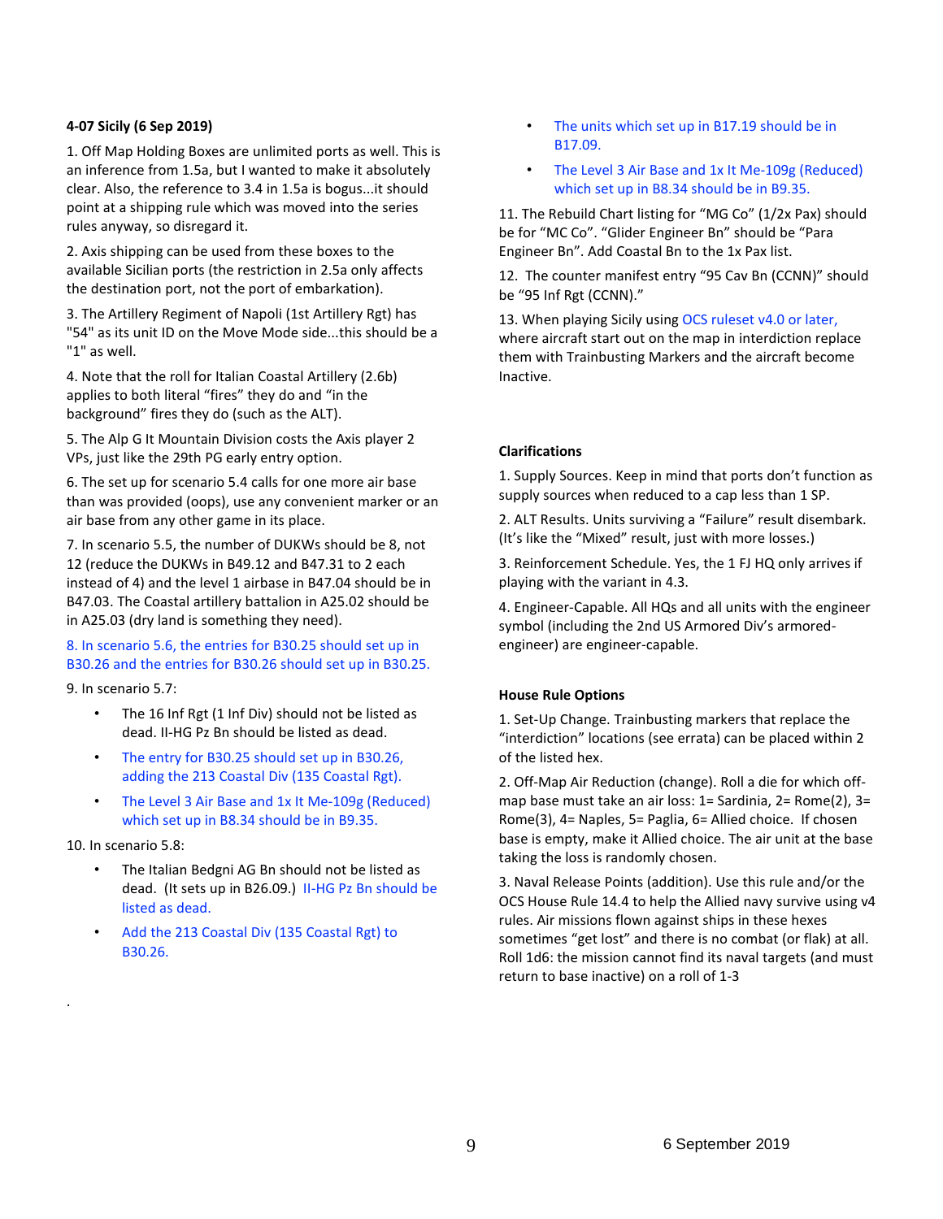**4-07 Sicily (6 Sep 2019)**

1. Off Map Holding Boxes are unlimited ports as well. This is an inference from 1.5a, but I wanted to make it absolutely clear. Also, the reference to 3.4 in 1.5a is bogus...it should point at a shipping rule which was moved into the series rules anyway, so disregard it.

2. Axis shipping can be used from these boxes to the available Sicilian ports (the restriction in 2.5a only affects the destination port, not the port of embarkation).

3. The Artillery Regiment of Napoli (1st Artillery Rgt) has "54" as its unit ID on the Move Mode side...this should be a "1" as well.

4. Note that the roll for Italian Coastal Artillery (2.6b) applies to both literal "fires" they do and "in the background" fires they do (such as the ALT).

5. The Alp G It Mountain Division costs the Axis player 2 VPs, just like the 29th PG early entry option.

6. The set up for scenario 5.4 calls for one more air base than was provided (oops), use any convenient marker or an air base from any other game in its place.

7. In scenario 5.5, the number of DUKWs should be 8, not 12 (reduce the DUKWs in B49.12 and B47.31 to 2 each instead of 4) and the level 1 airbase in B47.04 should be in B47.03. The Coastal artillery battalion in A25.02 should be in A25.03 (dry land is something they need).

8. In scenario 5.6, the entries for B30.25 should set up in B30.26 and the entries for B30.26 should set up in B30.25.

9. In scenario 5.7:

- The 16 Inf Rgt (1 Inf Div) should not be listed as dead. II-HG Pz Bn should be listed as dead.
- The entry for B30.25 should set up in B30.26, adding the 213 Coastal Div (135 Coastal Rgt).
- The Level 3 Air Base and 1x It Me-109g (Reduced) which set up in B8.34 should be in B9.35.

10. In scenario 5.8:

- The Italian Bedgni AG Bn should not be listed as dead. (It sets up in B26.09.) II-HG Pz Bn should be listed as dead.
- Add the 213 Coastal Div (135 Coastal Rgt) to B30.26.
- The units which set up in B17.19 should be in B17.09.
- The Level 3 Air Base and 1x It Me-109g (Reduced) which set up in B8.34 should be in B9.35.

11. The Rebuild Chart listing for "MG Co" (1/2x Pax) should be for "MC Co". "Glider Engineer Bn" should be "Para Engineer Bn". Add Coastal Bn to the 1x Pax list.

12. The counter manifest entry "95 Cav Bn (CCNN)" should be "95 Inf Rgt (CCNN)."

13. When playing Sicily using OCS ruleset v4.0 or later, where aircraft start out on the map in interdiction replace them with Trainbusting Markers and the aircraft become Inactive.

**Clarifications**

1. Supply Sources. Keep in mind that ports don't function as supply sources when reduced to a cap less than 1 SP.

2. ALT Results. Units surviving a "Failure" result disembark. (It's like the "Mixed" result, just with more losses.)

3. Reinforcement Schedule. Yes, the 1 FJ HQ only arrives if playing with the variant in 4.3.

4. Engineer-Capable. All HQs and all units with the engineer symbol (including the 2nd US Armored Div's armored-engineer) are engineer-capable.

**House Rule Options**

1. Set-Up Change. Trainbusting markers that replace the "interdiction" locations (see errata) can be placed within 2 of the listed hex.

2. Off-Map Air Reduction (change). Roll a die for which off-map base must take an air loss: 1= Sardinia, 2= Rome(2), 3= Rome(3), 4= Naples, 5= Paglia, 6= Allied choice. If chosen base is empty, make it Allied choice. The air unit at the base taking the loss is randomly chosen.

3. Naval Release Points (addition). Use this rule and/or the OCS House Rule 14.4 to help the Allied navy survive using v4 rules. Air missions flown against ships in these hexes sometimes "get lost" and there is no combat (or flak) at all. Roll 1d6: the mission cannot find its naval targets (and must return to base inactive) on a roll of 1-3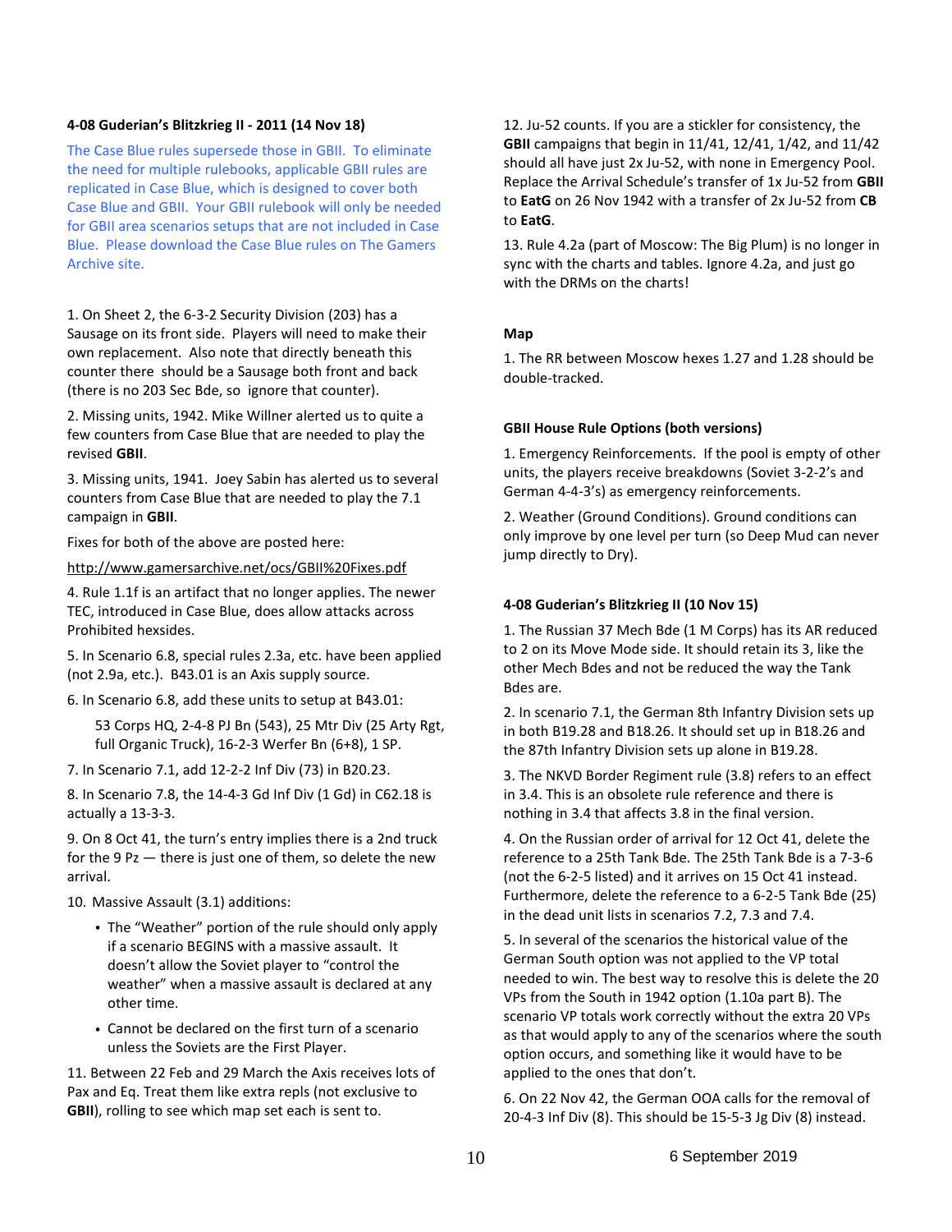#### 4-08 Guderian's Blitzkrieg II - 2011 (14 Nov 18)

The Case Blue rules supersede those in GBII. To eliminate the need for multiple rulebooks, applicable GBII rules are replicated in Case Blue, which is designed to cover both Case Blue and GBII. Your GBII rulebook will only be needed for GBII area scenarios setups that are not included in Case Blue. Please download the Case Blue rules on The Gamers Archive site.

1. On Sheet 2, the 6-3-2 Security Division (203) has a Sausage on its front side. Players will need to make their own replacement. Also note that directly beneath this counter there should be a Sausage both front and back (there is no 203 Sec Bde, so ignore that counter).

2. Missing units, 1942. Mike Willner alerted us to quite a few counters from Case Blue that are needed to play the revised **GBII**.

3. Missing units, 1941. Joey Sabin has alerted us to several counters from Case Blue that are needed to play the 7.1 campaign in **GBII**.

Fixes for both of the above are posted here:

http://www.gamersarchive.net/ocs/GBII%20Fixes.pdf

4. Rule 1.1f is an artifact that no longer applies. The newer TEC, introduced in Case Blue, does allow attacks across Prohibited hexsides.

5. In Scenario 6.8, special rules 2.3a, etc. have been applied (not 2.9a, etc.). B43.01 is an Axis supply source.

6. In Scenario 6.8, add these units to setup at B43.01:

> 53 Corps HQ, 2-4-8 PJ Bn (543), 25 Mtr Div (25 Arty Rgt, full Organic Truck), 16-2-3 Werfer Bn (6+8), 1 SP.

7. In Scenario 7.1, add 12-2-2 Inf Div (73) in B20.23.

8. In Scenario 7.8, the 14-4-3 Gd Inf Div (1 Gd) in C62.18 is actually a 13-3-3.

9. On 8 Oct 41, the turn's entry implies there is a 2nd truck for the 9 Pz — there is just one of them, so delete the new arrival.

10. Massive Assault (3.1) additions:

- The "Weather" portion of the rule should only apply if a scenario BEGINS with a massive assault. It doesn't allow the Soviet player to "control the weather" when a massive assault is declared at any other time.
- Cannot be declared on the first turn of a scenario unless the Soviets are the First Player.

11. Between 22 Feb and 29 March the Axis receives lots of Pax and Eq. Treat them like extra repls (not exclusive to **GBII**), rolling to see which map set each is sent to.

12. Ju-52 counts. If you are a stickler for consistency, the **GBII** campaigns that begin in 11/41, 12/41, 1/42, and 11/42 should all have just 2x Ju-52, with none in Emergency Pool. Replace the Arrival Schedule's transfer of 1x Ju-52 from **GBII** to **EatG** on 26 Nov 1942 with a transfer of 2x Ju-52 from **CB** to **EatG**.

13. Rule 4.2a (part of Moscow: The Big Plum) is no longer in sync with the charts and tables. Ignore 4.2a, and just go with the DRMs on the charts!

#### Map

1. The RR between Moscow hexes 1.27 and 1.28 should be double-tracked.

#### GBII House Rule Options (both versions)

1. Emergency Reinforcements. If the pool is empty of other units, the players receive breakdowns (Soviet 3-2-2's and German 4-4-3's) as emergency reinforcements.

2. Weather (Ground Conditions). Ground conditions can only improve by one level per turn (so Deep Mud can never jump directly to Dry).

#### 4-08 Guderian's Blitzkrieg II (10 Nov 15)

1. The Russian 37 Mech Bde (1 M Corps) has its AR reduced to 2 on its Move Mode side. It should retain its 3, like the other Mech Bdes and not be reduced the way the Tank Bdes are.

2. In scenario 7.1, the German 8th Infantry Division sets up in both B19.28 and B18.26. It should set up in B18.26 and the 87th Infantry Division sets up alone in B19.28.

3. The NKVD Border Regiment rule (3.8) refers to an effect in 3.4. This is an obsolete rule reference and there is nothing in 3.4 that affects 3.8 in the final version.

4. On the Russian order of arrival for 12 Oct 41, delete the reference to a 25th Tank Bde. The 25th Tank Bde is a 7-3-6 (not the 6-2-5 listed) and it arrives on 15 Oct 41 instead. Furthermore, delete the reference to a 6-2-5 Tank Bde (25) in the dead unit lists in scenarios 7.2, 7.3 and 7.4.

5. In several of the scenarios the historical value of the German South option was not applied to the VP total needed to win. The best way to resolve this is delete the 20 VPs from the South in 1942 option (1.10a part B). The scenario VP totals work correctly without the extra 20 VPs as that would apply to any of the scenarios where the south option occurs, and something like it would have to be applied to the ones that don't.

6. On 22 Nov 42, the German OOA calls for the removal of 20-4-3 Inf Div (8). This should be 15-5-3 Jg Div (8) instead.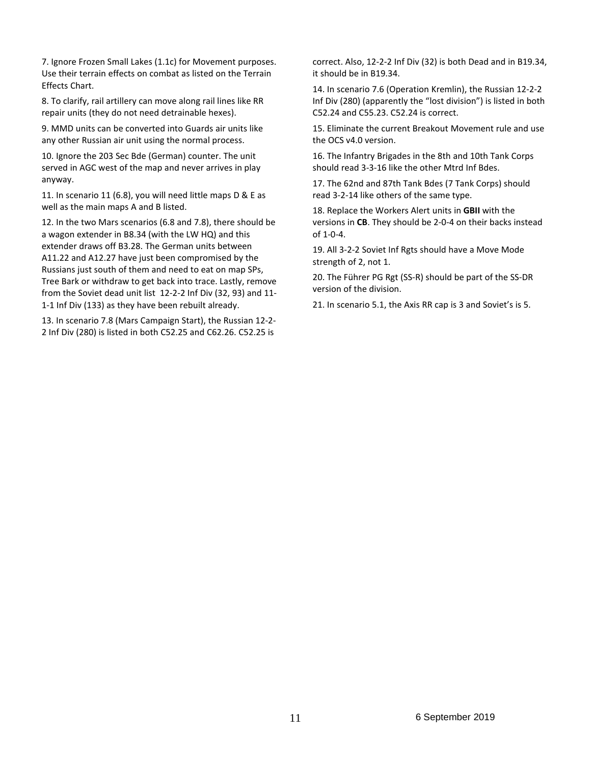7. Ignore Frozen Small Lakes (1.1c) for Movement purposes. Use their terrain effects on combat as listed on the Terrain Effects Chart.

8. To clarify, rail artillery can move along rail lines like RR repair units (they do not need detrainable hexes).

9. MMD units can be converted into Guards air units like any other Russian air unit using the normal process.

10. Ignore the 203 Sec Bde (German) counter. The unit served in AGC west of the map and never arrives in play anyway.

11. In scenario 11 (6.8), you will need little maps D & E as well as the main maps A and B listed.

12. In the two Mars scenarios (6.8 and 7.8), there should be a wagon extender in B8.34 (with the LW HQ) and this extender draws off B3.28. The German units between A11.22 and A12.27 have just been compromised by the Russians just south of them and need to eat on map SPs, Tree Bark or withdraw to get back into trace. Lastly, remove from the Soviet dead unit list 12-2-2 Inf Div (32, 93) and 11-1-1 Inf Div (133) as they have been rebuilt already.

13. In scenario 7.8 (Mars Campaign Start), the Russian 12-2-2 Inf Div (280) is listed in both C52.25 and C62.26. C52.25 is correct. Also, 12-2-2 Inf Div (32) is both Dead and in B19.34, it should be in B19.34.

14. In scenario 7.6 (Operation Kremlin), the Russian 12-2-2 Inf Div (280) (apparently the "lost division") is listed in both C52.24 and C55.23. C52.24 is correct.

15. Eliminate the current Breakout Movement rule and use the OCS v4.0 version.

16. The Infantry Brigades in the 8th and 10th Tank Corps should read 3-3-16 like the other Mtrd Inf Bdes.

17. The 62nd and 87th Tank Bdes (7 Tank Corps) should read 3-2-14 like others of the same type.

18. Replace the Workers Alert units in **GBII** with the versions in **CB**. They should be 2-0-4 on their backs instead of 1-0-4.

19. All 3-2-2 Soviet Inf Rgts should have a Move Mode strength of 2, not 1.

20. The Führer PG Rgt (SS-R) should be part of the SS-DR version of the division.

21. In scenario 5.1, the Axis RR cap is 3 and Soviet's is 5.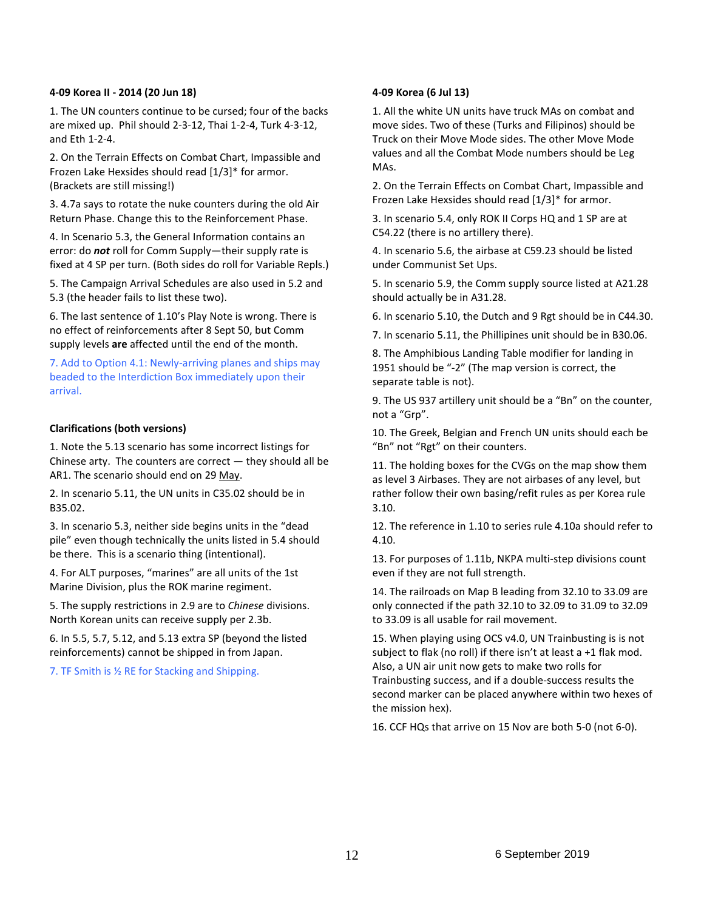**4-09 Korea II - 2014 (20 Jun 18)**

1. The UN counters continue to be cursed; four of the backs are mixed up. Phil should 2-3-12, Thai 1-2-4, Turk 4-3-12, and Eth 1-2-4.

2. On the Terrain Effects on Combat Chart, Impassible and Frozen Lake Hexsides should read [1/3]* for armor. (Brackets are still missing!)

3. 4.7a says to rotate the nuke counters during the old Air Return Phase. Change this to the Reinforcement Phase.

4. In Scenario 5.3, the General Information contains an error: do ***not*** roll for Comm Supply—their supply rate is fixed at 4 SP per turn. (Both sides do roll for Variable Repls.)

5. The Campaign Arrival Schedules are also used in 5.2 and 5.3 (the header fails to list these two).

6. The last sentence of 1.10's Play Note is wrong. There is no effect of reinforcements after 8 Sept 50, but Comm supply levels **are** affected until the end of the month.

7. Add to Option 4.1: Newly-arriving planes and ships may beaded to the Interdiction Box immediately upon their arrival.

**Clarifications (both versions)**

1. Note the 5.13 scenario has some incorrect listings for Chinese arty. The counters are correct — they should all be AR1. The scenario should end on 29 <u>May</u>.

2. In scenario 5.11, the UN units in C35.02 should be in B35.02.

3. In scenario 5.3, neither side begins units in the "dead pile" even though technically the units listed in 5.4 should be there. This is a scenario thing (intentional).

4. For ALT purposes, "marines" are all units of the 1st Marine Division, plus the ROK marine regiment.

5. The supply restrictions in 2.9 are to *Chinese* divisions. North Korean units can receive supply per 2.3b.

6. In 5.5, 5.7, 5.12, and 5.13 extra SP (beyond the listed reinforcements) cannot be shipped in from Japan.

7. TF Smith is ½ RE for Stacking and Shipping.

**4-09 Korea (6 Jul 13)**

1. All the white UN units have truck MAs on combat and move sides. Two of these (Turks and Filipinos) should be Truck on their Move Mode sides. The other Move Mode values and all the Combat Mode numbers should be Leg MAs.

2. On the Terrain Effects on Combat Chart, Impassible and Frozen Lake Hexsides should read [1/3]* for armor.

3. In scenario 5.4, only ROK II Corps HQ and 1 SP are at C54.22 (there is no artillery there).

4. In scenario 5.6, the airbase at C59.23 should be listed under Communist Set Ups.

5. In scenario 5.9, the Comm supply source listed at A21.28 should actually be in A31.28.

6. In scenario 5.10, the Dutch and 9 Rgt should be in C44.30.

7. In scenario 5.11, the Phillipines unit should be in B30.06.

8. The Amphibious Landing Table modifier for landing in 1951 should be "-2" (The map version is correct, the separate table is not).

9. The US 937 artillery unit should be a "Bn" on the counter, not a "Grp".

10. The Greek, Belgian and French UN units should each be "Bn" not "Rgt" on their counters.

11. The holding boxes for the CVGs on the map show them as level 3 Airbases. They are not airbases of any level, but rather follow their own basing/refit rules as per Korea rule 3.10.

12. The reference in 1.10 to series rule 4.10a should refer to 4.10.

13. For purposes of 1.11b, NKPA multi-step divisions count even if they are not full strength.

14. The railroads on Map B leading from 32.10 to 33.09 are only connected if the path 32.10 to 32.09 to 31.09 to 32.09 to 33.09 is all usable for rail movement.

15. When playing using OCS v4.0, UN Trainbusting is is not subject to flak (no roll) if there isn't at least a +1 flak mod. Also, a UN air unit now gets to make two rolls for Trainbusting success, and if a double-success results the second marker can be placed anywhere within two hexes of the mission hex).

16. CCF HQs that arrive on 15 Nov are both 5-0 (not 6-0).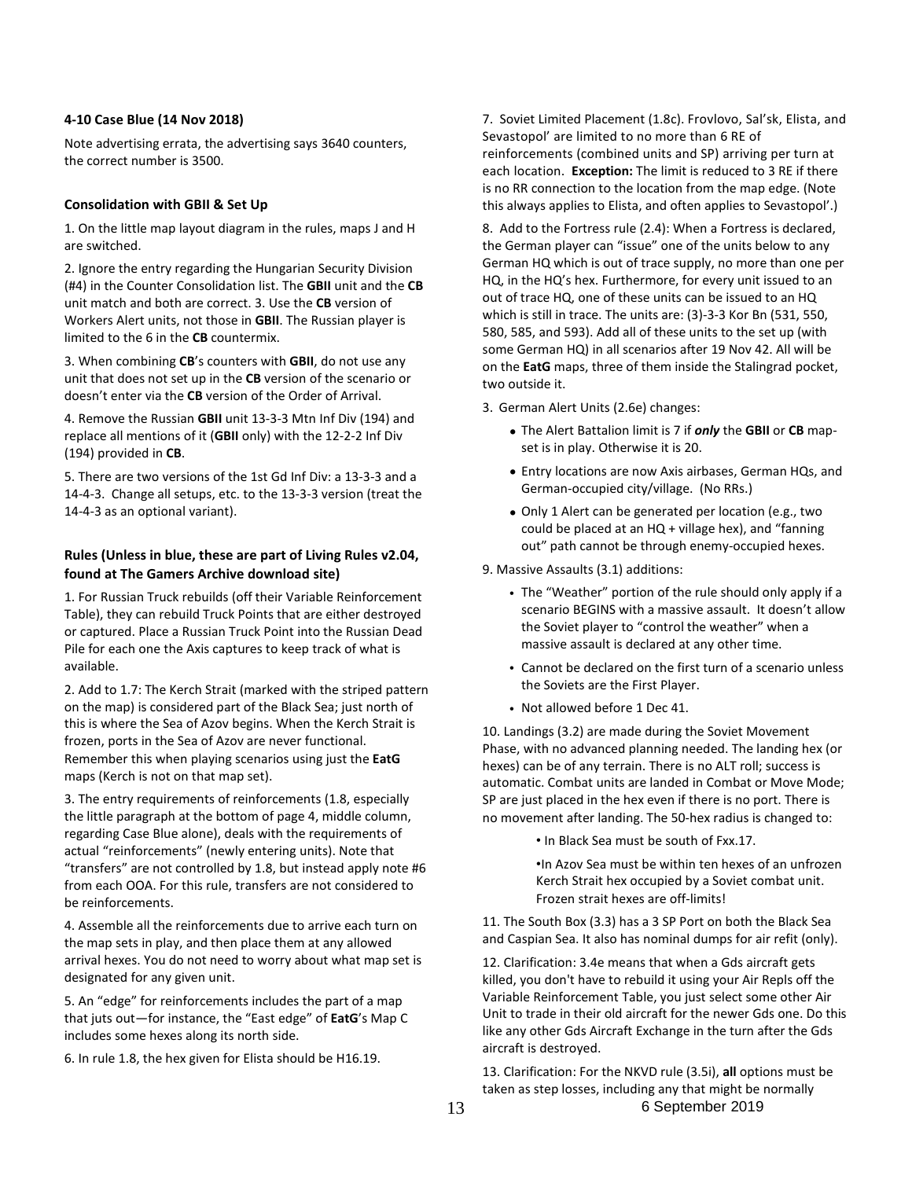**4-10 Case Blue (14 Nov 2018)**

Note advertising errata, the advertising says 3640 counters, the correct number is 3500.

**Consolidation with GBII & Set Up**

1. On the little map layout diagram in the rules, maps J and H are switched.

2. Ignore the entry regarding the Hungarian Security Division (#4) in the Counter Consolidation list. The **GBII** unit and the **CB** unit match and both are correct. 3. Use the **CB** version of Workers Alert units, not those in **GBII**. The Russian player is limited to the 6 in the **CB** countermix.

3. When combining **CB**'s counters with **GBII**, do not use any unit that does not set up in the **CB** version of the scenario or doesn't enter via the **CB** version of the Order of Arrival.

4. Remove the Russian **GBII** unit 13-3-3 Mtn Inf Div (194) and replace all mentions of it (**GBII** only) with the 12-2-2 Inf Div (194) provided in **CB**.

5. There are two versions of the 1st Gd Inf Div: a 13-3-3 and a 14-4-3. Change all setups, etc. to the 13-3-3 version (treat the 14-4-3 as an optional variant).

**Rules (Unless in blue, these are part of Living Rules v2.04, found at The Gamers Archive download site)**

1. For Russian Truck rebuilds (off their Variable Reinforcement Table), they can rebuild Truck Points that are either destroyed or captured. Place a Russian Truck Point into the Russian Dead Pile for each one the Axis captures to keep track of what is available.

2. Add to 1.7: The Kerch Strait (marked with the striped pattern on the map) is considered part of the Black Sea; just north of this is where the Sea of Azov begins. When the Kerch Strait is frozen, ports in the Sea of Azov are never functional. Remember this when playing scenarios using just the **EatG** maps (Kerch is not on that map set).

3. The entry requirements of reinforcements (1.8, especially the little paragraph at the bottom of page 4, middle column, regarding Case Blue alone), deals with the requirements of actual "reinforcements" (newly entering units). Note that "transfers" are not controlled by 1.8, but instead apply note #6 from each OOA. For this rule, transfers are not considered to be reinforcements.

4. Assemble all the reinforcements due to arrive each turn on the map sets in play, and then place them at any allowed arrival hexes. You do not need to worry about what map set is designated for any given unit.

5. An "edge" for reinforcements includes the part of a map that juts out—for instance, the "East edge" of **EatG**'s Map C includes some hexes along its north side.

6. In rule 1.8, the hex given for Elista should be H16.19.

7. Soviet Limited Placement (1.8c). Frovlovo, Sal'sk, Elista, and Sevastopol' are limited to no more than 6 RE of reinforcements (combined units and SP) arriving per turn at each location. **Exception:** The limit is reduced to 3 RE if there is no RR connection to the location from the map edge. (Note this always applies to Elista, and often applies to Sevastopol'.)

8. Add to the Fortress rule (2.4): When a Fortress is declared, the German player can "issue" one of the units below to any German HQ which is out of trace supply, no more than one per HQ, in the HQ's hex. Furthermore, for every unit issued to an out of trace HQ, one of these units can be issued to an HQ which is still in trace. The units are: (3)-3-3 Kor Bn (531, 550, 580, 585, and 593). Add all of these units to the set up (with some German HQ) in all scenarios after 19 Nov 42. All will be on the **EatG** maps, three of them inside the Stalingrad pocket, two outside it.

3. German Alert Units (2.6e) changes:

- The Alert Battalion limit is 7 if ***only*** the **GBII** or **CB** map-set is in play. Otherwise it is 20.
- Entry locations are now Axis airbases, German HQs, and German-occupied city/village. (No RRs.)
- Only 1 Alert can be generated per location (e.g., two could be placed at an HQ + village hex), and "fanning out" path cannot be through enemy-occupied hexes.

9. Massive Assaults (3.1) additions:

- The "Weather" portion of the rule should only apply if a scenario BEGINS with a massive assault. It doesn't allow the Soviet player to "control the weather" when a massive assault is declared at any other time.
- Cannot be declared on the first turn of a scenario unless the Soviets are the First Player.
- Not allowed before 1 Dec 41.

10. Landings (3.2) are made during the Soviet Movement Phase, with no advanced planning needed. The landing hex (or hexes) can be of any terrain. There is no ALT roll; success is automatic. Combat units are landed in Combat or Move Mode; SP are just placed in the hex even if there is no port. There is no movement after landing. The 50-hex radius is changed to:

- In Black Sea must be south of Fxx.17.
- In Azov Sea must be within ten hexes of an unfrozen Kerch Strait hex occupied by a Soviet combat unit. Frozen strait hexes are off-limits!

11. The South Box (3.3) has a 3 SP Port on both the Black Sea and Caspian Sea. It also has nominal dumps for air refit (only).

12. Clarification: 3.4e means that when a Gds aircraft gets killed, you don't have to rebuild it using your Air Repls off the Variable Reinforcement Table, you just select some other Air Unit to trade in their old aircraft for the newer Gds one. Do this like any other Gds Aircraft Exchange in the turn after the Gds aircraft is destroyed.

13. Clarification: For the NKVD rule (3.5i), **all** options must be taken as step losses, including any that might be normally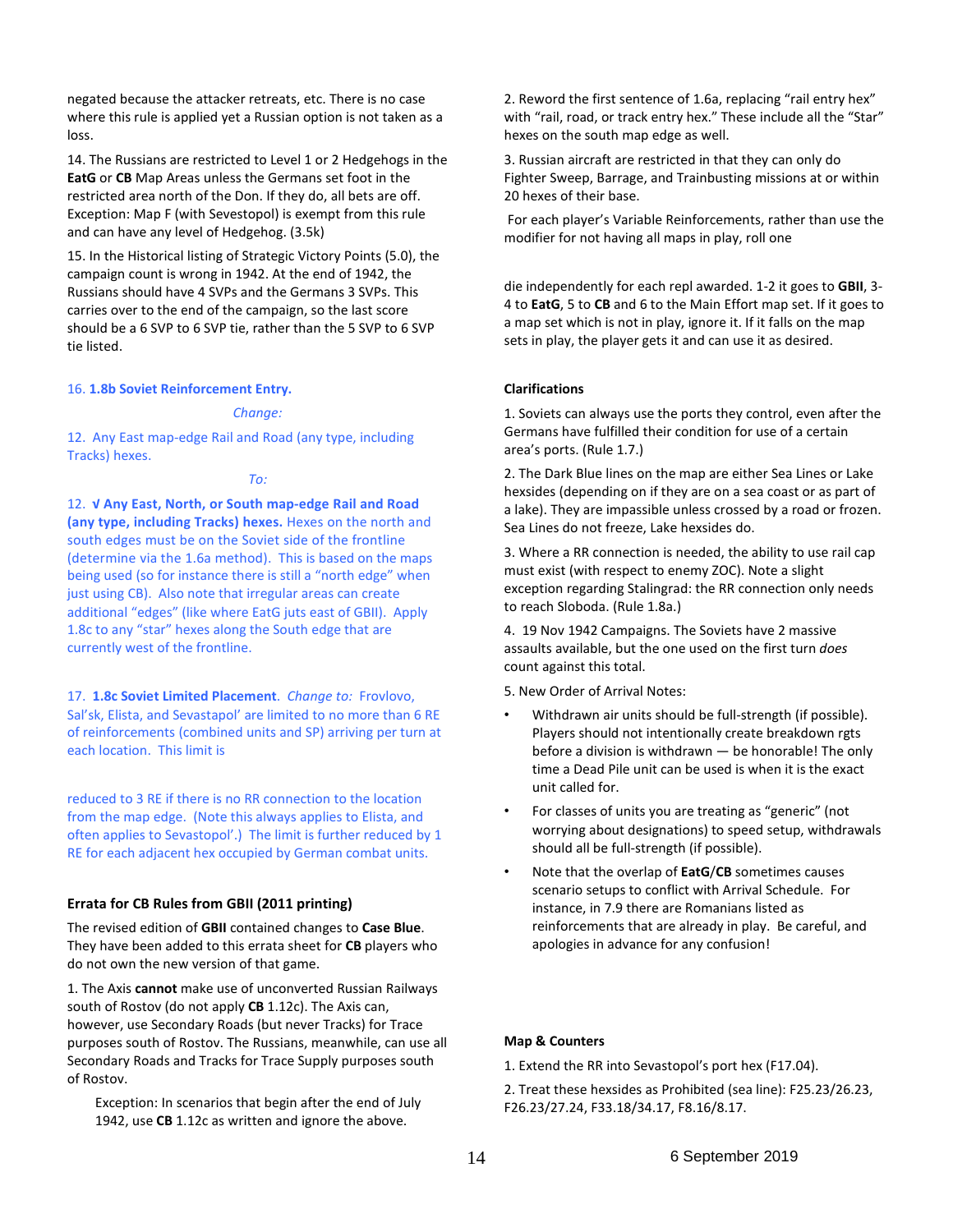negated because the attacker retreats, etc. There is no case where this rule is applied yet a Russian option is not taken as a loss.

14. The Russians are restricted to Level 1 or 2 Hedgehogs in the **EatG** or **CB** Map Areas unless the Germans set foot in the restricted area north of the Don. If they do, all bets are off. Exception: Map F (with Sevestopol) is exempt from this rule and can have any level of Hedgehog. (3.5k)

15. In the Historical listing of Strategic Victory Points (5.0), the campaign count is wrong in 1942. At the end of 1942, the Russians should have 4 SVPs and the Germans 3 SVPs. This carries over to the end of the campaign, so the last score should be a 6 SVP to 6 SVP tie, rather than the 5 SVP to 6 SVP tie listed.

16. **1.8b Soviet Reinforcement Entry.**

*Change:*

12. Any East map-edge Rail and Road (any type, including Tracks) hexes.

*To:*

12. **√ Any East, North, or South map-edge Rail and Road (any type, including Tracks) hexes.** Hexes on the north and south edges must be on the Soviet side of the frontline (determine via the 1.6a method). This is based on the maps being used (so for instance there is still a "north edge" when just using CB). Also note that irregular areas can create additional "edges" (like where EatG juts east of GBII). Apply 1.8c to any "star" hexes along the South edge that are currently west of the frontline.

17. **1.8c Soviet Limited Placement**. *Change to:* Frovlovo, Sal'sk, Elista, and Sevastopol' are limited to no more than 6 RE of reinforcements (combined units and SP) arriving per turn at each location. This limit is reduced to 3 RE if there is no RR connection to the location from the map edge. (Note this always applies to Elista, and often applies to Sevastopol'.) The limit is further reduced by 1 RE for each adjacent hex occupied by German combat units.

### Errata for CB Rules from GBII (2011 printing)

The revised edition of **GBII** contained changes to **Case Blue**. They have been added to this errata sheet for **CB** players who do not own the new version of that game.

1. The Axis **cannot** make use of unconverted Russian Railways south of Rostov (do not apply **CB** 1.12c). The Axis can, however, use Secondary Roads (but never Tracks) for Trace purposes south of Rostov. The Russians, meanwhile, can use all Secondary Roads and Tracks for Trace Supply purposes south of Rostov.

   Exception: In scenarios that begin after the end of July 1942, use **CB** 1.12c as written and ignore the above.

2. Reword the first sentence of 1.6a, replacing "rail entry hex" with "rail, road, or track entry hex." These include all the "Star" hexes on the south map edge as well.

3. Russian aircraft are restricted in that they can only do Fighter Sweep, Barrage, and Trainbusting missions at or within 20 hexes of their base.

For each player's Variable Reinforcements, rather than use the modifier for not having all maps in play, roll one die independently for each repl awarded. 1-2 it goes to **GBII**, 3-4 to **EatG**, 5 to **CB** and 6 to the Main Effort map set. If it goes to a map set which is not in play, ignore it. If it falls on the map sets in play, the player gets it and can use it as desired.

### Clarifications

1. Soviets can always use the ports they control, even after the Germans have fulfilled their condition for use of a certain area's ports. (Rule 1.7.)

2. The Dark Blue lines on the map are either Sea Lines or Lake hexsides (depending on if they are on a sea coast or as part of a lake). They are impassible unless crossed by a road or frozen. Sea Lines do not freeze, Lake hexsides do.

3. Where a RR connection is needed, the ability to use rail cap must exist (with respect to enemy ZOC). Note a slight exception regarding Stalingrad: the RR connection only needs to reach Sloboda. (Rule 1.8a.)

4. 19 Nov 1942 Campaigns. The Soviets have 2 massive assaults available, but the one used on the first turn *does* count against this total.

5. New Order of Arrival Notes:

- Withdrawn air units should be full-strength (if possible). Players should not intentionally create breakdown rgts before a division is withdrawn — be honorable! The only time a Dead Pile unit can be used is when it is the exact unit called for.
- For classes of units you are treating as "generic" (not worrying about designations) to speed setup, withdrawals should all be full-strength (if possible).
- Note that the overlap of **EatG**/**CB** sometimes causes scenario setups to conflict with Arrival Schedule. For instance, in 7.9 there are Romanians listed as reinforcements that are already in play. Be careful, and apologies in advance for any confusion!

### Map & Counters

1. Extend the RR into Sevastopol's port hex (F17.04).

2. Treat these hexsides as Prohibited (sea line): F25.23/26.23, F26.23/27.24, F33.18/34.17, F8.16/8.17.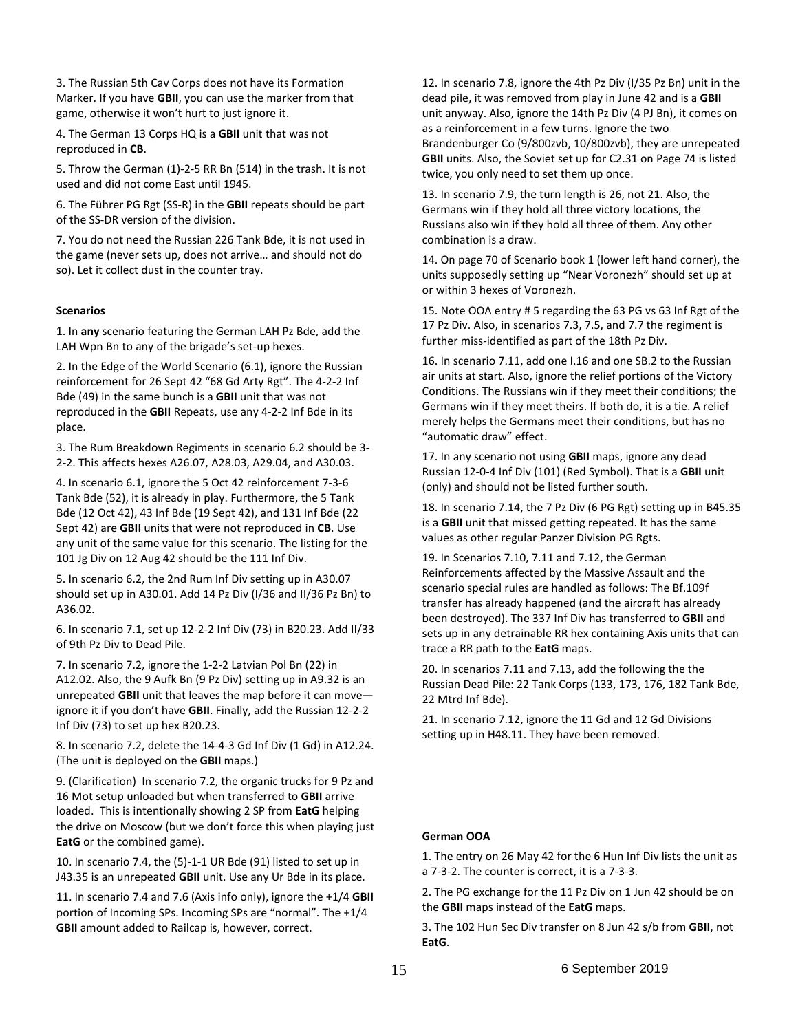3. The Russian 5th Cav Corps does not have its Formation Marker. If you have **GBII**, you can use the marker from that game, otherwise it won't hurt to just ignore it.

4. The German 13 Corps HQ is a **GBII** unit that was not reproduced in **CB**.

5. Throw the German (1)-2-5 RR Bn (514) in the trash. It is not used and did not come East until 1945.

6. The Führer PG Rgt (SS-R) in the **GBII** repeats should be part of the SS-DR version of the division.

7. You do not need the Russian 226 Tank Bde, it is not used in the game (never sets up, does not arrive… and should not do so). Let it collect dust in the counter tray.

**Scenarios**

1. In **any** scenario featuring the German LAH Pz Bde, add the LAH Wpn Bn to any of the brigade's set-up hexes.

2. In the Edge of the World Scenario (6.1), ignore the Russian reinforcement for 26 Sept 42 "68 Gd Arty Rgt". The 4-2-2 Inf Bde (49) in the same bunch is a **GBII** unit that was not reproduced in the **GBII** Repeats, use any 4-2-2 Inf Bde in its place.

3. The Rum Breakdown Regiments in scenario 6.2 should be 3-2-2. This affects hexes A26.07, A28.03, A29.04, and A30.03.

4. In scenario 6.1, ignore the 5 Oct 42 reinforcement 7-3-6 Tank Bde (52), it is already in play. Furthermore, the 5 Tank Bde (12 Oct 42), 43 Inf Bde (19 Sept 42), and 131 Inf Bde (22 Sept 42) are **GBII** units that were not reproduced in **CB**. Use any unit of the same value for this scenario. The listing for the 101 Jg Div on 12 Aug 42 should be the 111 Inf Div.

5. In scenario 6.2, the 2nd Rum Inf Div setting up in A30.07 should set up in A30.01. Add 14 Pz Div (I/36 and II/36 Pz Bn) to A36.02.

6. In scenario 7.1, set up 12-2-2 Inf Div (73) in B20.23. Add II/33 of 9th Pz Div to Dead Pile.

7. In scenario 7.2, ignore the 1-2-2 Latvian Pol Bn (22) in A12.02. Also, the 9 Aufk Bn (9 Pz Div) setting up in A9.32 is an unrepeated **GBII** unit that leaves the map before it can move—ignore it if you don't have **GBII**. Finally, add the Russian 12-2-2 Inf Div (73) to set up hex B20.23.

8. In scenario 7.2, delete the 14-4-3 Gd Inf Div (1 Gd) in A12.24. (The unit is deployed on the **GBII** maps.)

9. (Clarification) In scenario 7.2, the organic trucks for 9 Pz and 16 Mot setup unloaded but when transferred to **GBII** arrive loaded. This is intentionally showing 2 SP from **EatG** helping the drive on Moscow (but we don't force this when playing just **EatG** or the combined game).

10. In scenario 7.4, the (5)-1-1 UR Bde (91) listed to set up in J43.35 is an unrepeated **GBII** unit. Use any Ur Bde in its place.

11. In scenario 7.4 and 7.6 (Axis info only), ignore the +1/4 **GBII** portion of Incoming SPs. Incoming SPs are "normal". The +1/4 **GBII** amount added to Railcap is, however, correct.

12. In scenario 7.8, ignore the 4th Pz Div (I/35 Pz Bn) unit in the dead pile, it was removed from play in June 42 and is a **GBII** unit anyway. Also, ignore the 14th Pz Div (4 PJ Bn), it comes on as a reinforcement in a few turns. Ignore the two Brandenburger Co (9/800zvb, 10/800zvb), they are unrepeated **GBII** units. Also, the Soviet set up for C2.31 on Page 74 is listed twice, you only need to set them up once.

13. In scenario 7.9, the turn length is 26, not 21. Also, the Germans win if they hold all three victory locations, the Russians also win if they hold all three of them. Any other combination is a draw.

14. On page 70 of Scenario book 1 (lower left hand corner), the units supposedly setting up "Near Voronezh" should set up at or within 3 hexes of Voronezh.

15. Note OOA entry # 5 regarding the 63 PG vs 63 Inf Rgt of the 17 Pz Div. Also, in scenarios 7.3, 7.5, and 7.7 the regiment is further miss-identified as part of the 18th Pz Div.

16. In scenario 7.11, add one I.16 and one SB.2 to the Russian air units at start. Also, ignore the relief portions of the Victory Conditions. The Russians win if they meet their conditions; the Germans win if they meet theirs. If both do, it is a tie. A relief merely helps the Germans meet their conditions, but has no "automatic draw" effect.

17. In any scenario not using **GBII** maps, ignore any dead Russian 12-0-4 Inf Div (101) (Red Symbol). That is a **GBII** unit (only) and should not be listed further south.

18. In scenario 7.14, the 7 Pz Div (6 PG Rgt) setting up in B45.35 is a **GBII** unit that missed getting repeated. It has the same values as other regular Panzer Division PG Rgts.

19. In Scenarios 7.10, 7.11 and 7.12, the German Reinforcements affected by the Massive Assault and the scenario special rules are handled as follows: The Bf.109f transfer has already happened (and the aircraft has already been destroyed). The 337 Inf Div has transferred to **GBII** and sets up in any detrainable RR hex containing Axis units that can trace a RR path to the **EatG** maps.

20. In scenarios 7.11 and 7.13, add the following the the Russian Dead Pile: 22 Tank Corps (133, 173, 176, 182 Tank Bde, 22 Mtrd Inf Bde).

21. In scenario 7.12, ignore the 11 Gd and 12 Gd Divisions setting up in H48.11. They have been removed.

**German OOA**

1. The entry on 26 May 42 for the 6 Hun Inf Div lists the unit as a 7-3-2. The counter is correct, it is a 7-3-3.

2. The PG exchange for the 11 Pz Div on 1 Jun 42 should be on the **GBII** maps instead of the **EatG** maps.

3. The 102 Hun Sec Div transfer on 8 Jun 42 s/b from **GBII**, not **EatG**.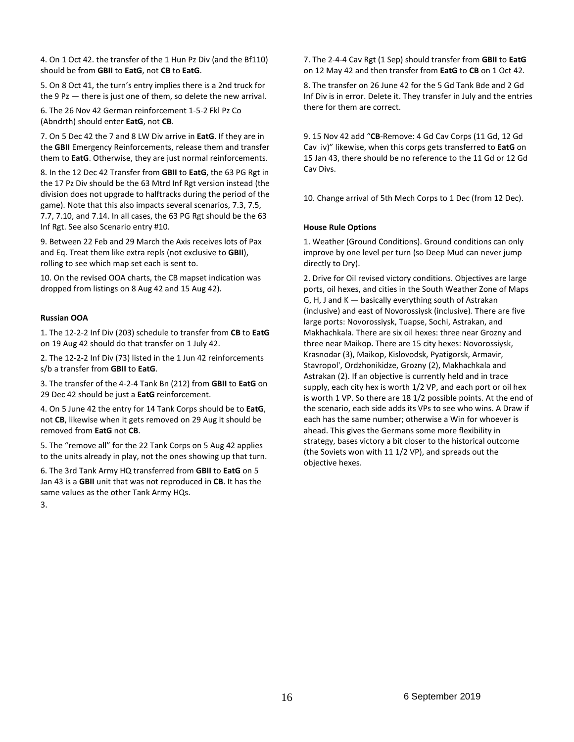4. On 1 Oct 42. the transfer of the 1 Hun Pz Div (and the Bf110) should be from **GBII** to **EatG**, not **CB** to **EatG**.

5. On 8 Oct 41, the turn's entry implies there is a 2nd truck for the 9 Pz — there is just one of them, so delete the new arrival.

6. The 26 Nov 42 German reinforcement 1-5-2 Fkl Pz Co (Abndrth) should enter **EatG**, not **CB**.

7. On 5 Dec 42 the 7 and 8 LW Div arrive in **EatG**. If they are in the **GBII** Emergency Reinforcements, release them and transfer them to **EatG**. Otherwise, they are just normal reinforcements.

8. In the 12 Dec 42 Transfer from **GBII** to **EatG**, the 63 PG Rgt in the 17 Pz Div should be the 63 Mtrd Inf Rgt version instead (the division does not upgrade to halftracks during the period of the game). Note that this also impacts several scenarios, 7.3, 7.5, 7.7, 7.10, and 7.14. In all cases, the 63 PG Rgt should be the 63 Inf Rgt. See also Scenario entry #10.

9. Between 22 Feb and 29 March the Axis receives lots of Pax and Eq. Treat them like extra repls (not exclusive to **GBII**), rolling to see which map set each is sent to.

10. On the revised OOA charts, the CB mapset indication was dropped from listings on 8 Aug 42 and 15 Aug 42).

**Russian OOA**

1. The 12-2-2 Inf Div (203) schedule to transfer from **CB** to **EatG** on 19 Aug 42 should do that transfer on 1 July 42.

2. The 12-2-2 Inf Div (73) listed in the 1 Jun 42 reinforcements s/b a transfer from **GBII** to **EatG**.

3. The transfer of the 4-2-4 Tank Bn (212) from **GBII** to **EatG** on 29 Dec 42 should be just a **EatG** reinforcement.

4. On 5 June 42 the entry for 14 Tank Corps should be to **EatG**, not **CB**, likewise when it gets removed on 29 Aug it should be removed from **EatG** not **CB**.

5. The "remove all" for the 22 Tank Corps on 5 Aug 42 applies to the units already in play, not the ones showing up that turn.

6. The 3rd Tank Army HQ transferred from **GBII** to **EatG** on 5 Jan 43 is a **GBII** unit that was not reproduced in **CB**. It has the same values as the other Tank Army HQs.

3.

7. The 2-4-4 Cav Rgt (1 Sep) should transfer from **GBII** to **EatG** on 12 May 42 and then transfer from **EatG** to **CB** on 1 Oct 42.

8. The transfer on 26 June 42 for the 5 Gd Tank Bde and 2 Gd Inf Div is in error. Delete it. They transfer in July and the entries there for them are correct.

9. 15 Nov 42 add "**CB**-Remove: 4 Gd Cav Corps (11 Gd, 12 Gd Cav iv)" likewise, when this corps gets transferred to **EatG** on 15 Jan 43, there should be no reference to the 11 Gd or 12 Gd Cav Divs.

10. Change arrival of 5th Mech Corps to 1 Dec (from 12 Dec).

**House Rule Options**

1. Weather (Ground Conditions). Ground conditions can only improve by one level per turn (so Deep Mud can never jump directly to Dry).

2. Drive for Oil revised victory conditions. Objectives are large ports, oil hexes, and cities in the South Weather Zone of Maps G, H, J and K — basically everything south of Astrakan (inclusive) and east of Novorossiysk (inclusive). There are five large ports: Novorossiysk, Tuapse, Sochi, Astrakan, and Makhachkala. There are six oil hexes: three near Grozny and three near Maikop. There are 15 city hexes: Novorossiysk, Krasnodar (3), Maikop, Kislovodsk, Pyatigorsk, Armavir, Stavropol', Ordzhonikidze, Grozny (2), Makhachkala and Astrakan (2). If an objective is currently held and in trace supply, each city hex is worth 1/2 VP, and each port or oil hex is worth 1 VP. So there are 18 1/2 possible points. At the end of the scenario, each side adds its VPs to see who wins. A Draw if each has the same number; otherwise a Win for whoever is ahead. This gives the Germans some more flexibility in strategy, bases victory a bit closer to the historical outcome (the Soviets won with 11 1/2 VP), and spreads out the objective hexes.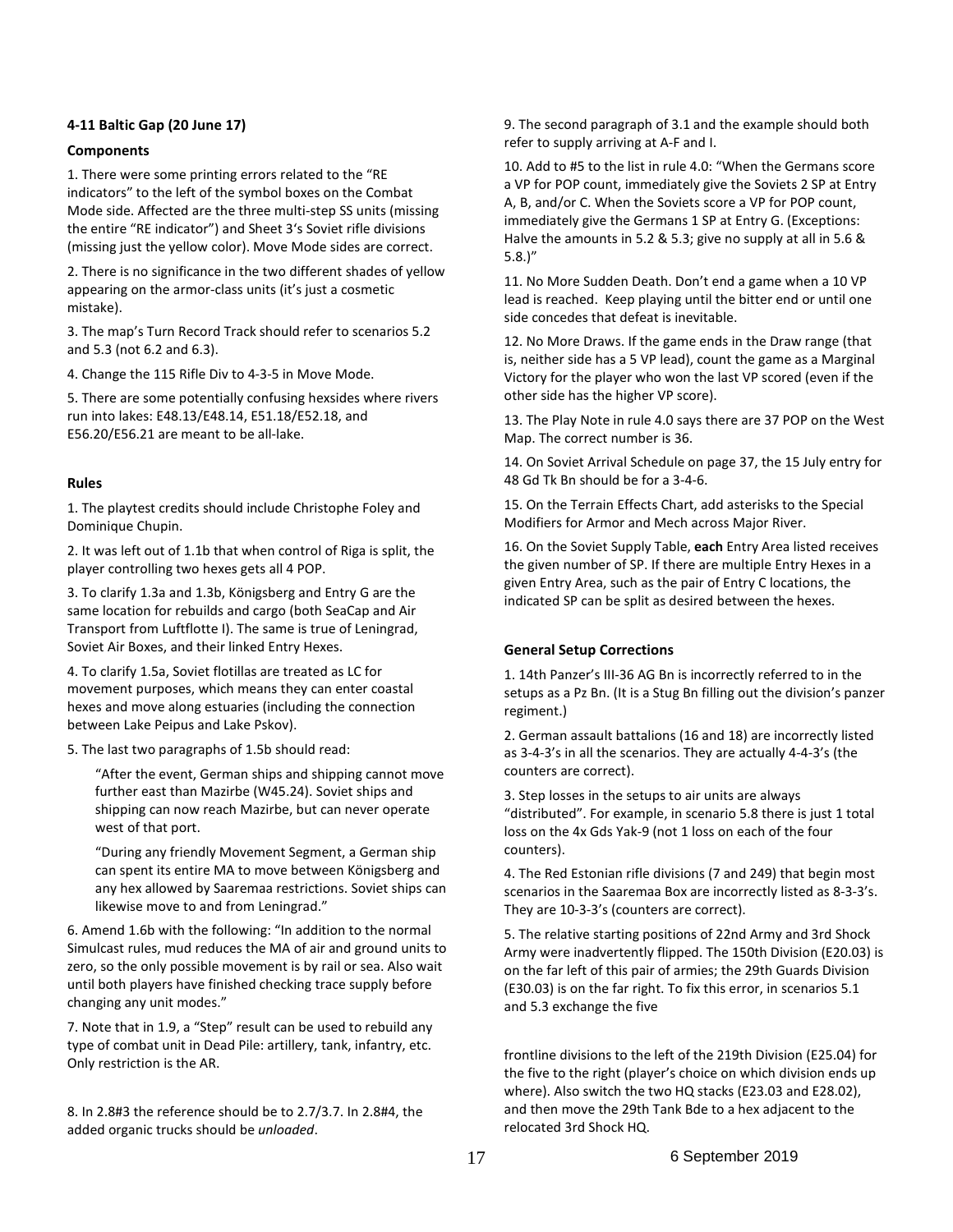**4-11 Baltic Gap (20 June 17)**

**Components**

1. There were some printing errors related to the “RE indicators” to the left of the symbol boxes on the Combat Mode side. Affected are the three multi-step SS units (missing the entire “RE indicator”) and Sheet 3's Soviet rifle divisions (missing just the yellow color). Move Mode sides are correct.

2. There is no significance in the two different shades of yellow appearing on the armor-class units (it’s just a cosmetic mistake).

3. The map’s Turn Record Track should refer to scenarios 5.2 and 5.3 (not 6.2 and 6.3).

4. Change the 115 Rifle Div to 4-3-5 in Move Mode.

5. There are some potentially confusing hexsides where rivers run into lakes: E48.13/E48.14, E51.18/E52.18, and E56.20/E56.21 are meant to be all-lake.

**Rules**

1. The playtest credits should include Christophe Foley and Dominique Chupin.

2. It was left out of 1.1b that when control of Riga is split, the player controlling two hexes gets all 4 POP.

3. To clarify 1.3a and 1.3b, Königsberg and Entry G are the same location for rebuilds and cargo (both SeaCap and Air Transport from Luftflotte I). The same is true of Leningrad, Soviet Air Boxes, and their linked Entry Hexes.

4. To clarify 1.5a, Soviet flotillas are treated as LC for movement purposes, which means they can enter coastal hexes and move along estuaries (including the connection between Lake Peipus and Lake Pskov).

5. The last two paragraphs of 1.5b should read:

> “After the event, German ships and shipping cannot move further east than Mazirbe (W45.24). Soviet ships and shipping can now reach Mazirbe, but can never operate west of that port.
>
> “During any friendly Movement Segment, a German ship can spent its entire MA to move between Königsberg and any hex allowed by Saaremaa restrictions. Soviet ships can likewise move to and from Leningrad.”

6. Amend 1.6b with the following: “In addition to the normal Simulcast rules, mud reduces the MA of air and ground units to zero, so the only possible movement is by rail or sea. Also wait until both players have finished checking trace supply before changing any unit modes.”

7. Note that in 1.9, a “Step” result can be used to rebuild any type of combat unit in Dead Pile: artillery, tank, infantry, etc. Only restriction is the AR.

8. In 2.8#3 the reference should be to 2.7/3.7. In 2.8#4, the added organic trucks should be *unloaded*.

9. The second paragraph of 3.1 and the example should both refer to supply arriving at A-F and I.

10. Add to #5 to the list in rule 4.0: “When the Germans score a VP for POP count, immediately give the Soviets 2 SP at Entry A, B, and/or C. When the Soviets score a VP for POP count, immediately give the Germans 1 SP at Entry G. (Exceptions: Halve the amounts in 5.2 & 5.3; give no supply at all in 5.6 & 5.8.)”

11. No More Sudden Death. Don’t end a game when a 10 VP lead is reached. Keep playing until the bitter end or until one side concedes that defeat is inevitable.

12. No More Draws. If the game ends in the Draw range (that is, neither side has a 5 VP lead), count the game as a Marginal Victory for the player who won the last VP scored (even if the other side has the higher VP score).

13. The Play Note in rule 4.0 says there are 37 POP on the West Map. The correct number is 36.

14. On Soviet Arrival Schedule on page 37, the 15 July entry for 48 Gd Tk Bn should be for a 3-4-6.

15. On the Terrain Effects Chart, add asterisks to the Special Modifiers for Armor and Mech across Major River.

16. On the Soviet Supply Table, **each** Entry Area listed receives the given number of SP. If there are multiple Entry Hexes in a given Entry Area, such as the pair of Entry C locations, the indicated SP can be split as desired between the hexes.

**General Setup Corrections**

1. 14th Panzer’s III-36 AG Bn is incorrectly referred to in the setups as a Pz Bn. (It is a Stug Bn filling out the division’s panzer regiment.)

2. German assault battalions (16 and 18) are incorrectly listed as 3-4-3’s in all the scenarios. They are actually 4-4-3’s (the counters are correct).

3. Step losses in the setups to air units are always “distributed”. For example, in scenario 5.8 there is just 1 total loss on the 4x Gds Yak-9 (not 1 loss on each of the four counters).

4. The Red Estonian rifle divisions (7 and 249) that begin most scenarios in the Saaremaa Box are incorrectly listed as 8-3-3’s. They are 10-3-3’s (counters are correct).

5. The relative starting positions of 22nd Army and 3rd Shock Army were inadvertently flipped. The 150th Division (E20.03) is on the far left of this pair of armies; the 29th Guards Division (E30.03) is on the far right. To fix this error, in scenarios 5.1 and 5.3 exchange the five frontline divisions to the left of the 219th Division (E25.04) for the five to the right (player’s choice on which division ends up where). Also switch the two HQ stacks (E23.03 and E28.02), and then move the 29th Tank Bde to a hex adjacent to the relocated 3rd Shock HQ.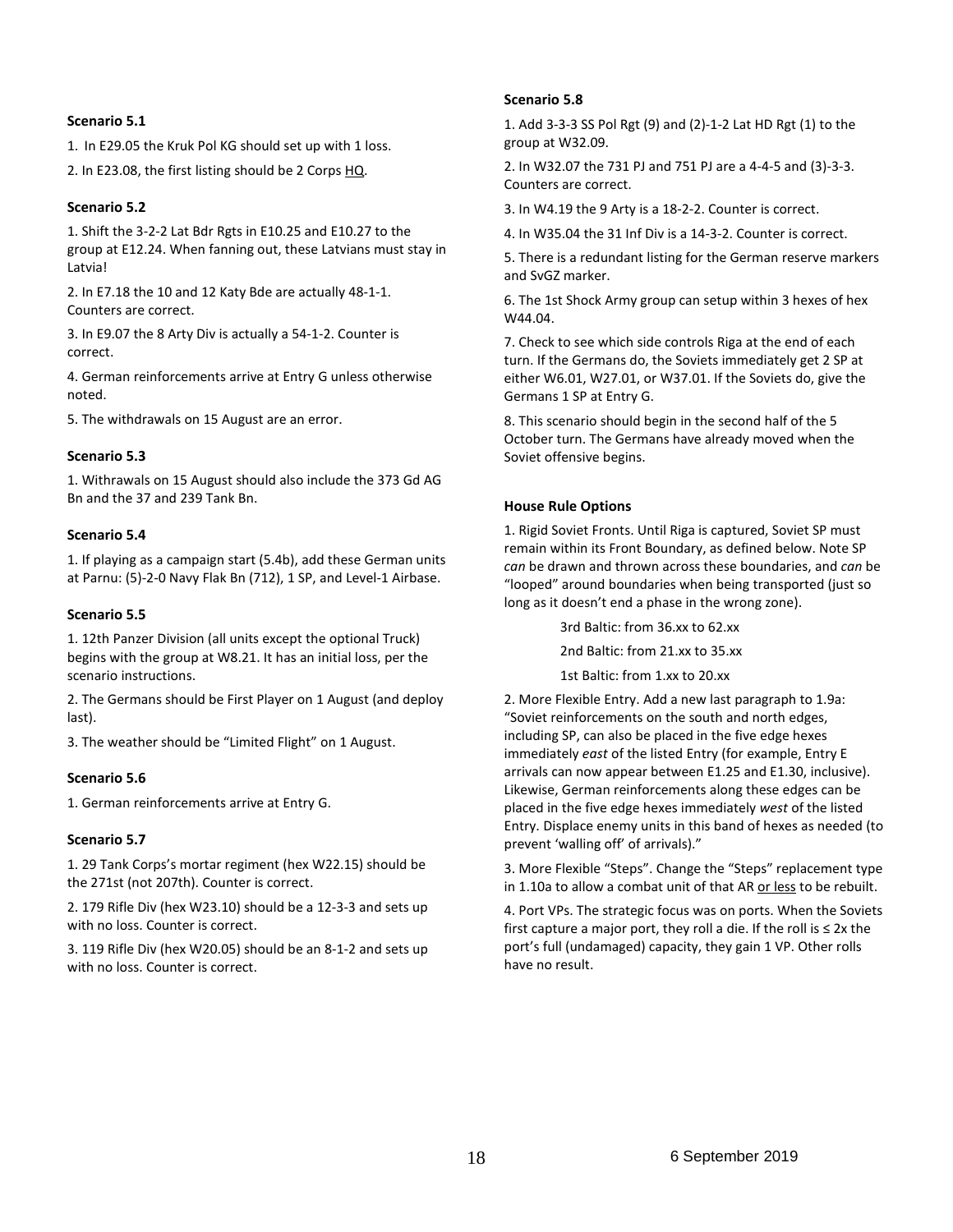**Scenario 5.1**

1. In E29.05 the Kruk Pol KG should set up with 1 loss.

2. In E23.08, the first listing should be 2 Corps HQ.

**Scenario 5.2**

1. Shift the 3-2-2 Lat Bdr Rgts in E10.25 and E10.27 to the group at E12.24. When fanning out, these Latvians must stay in Latvia!

2. In E7.18 the 10 and 12 Katy Bde are actually 48-1-1. Counters are correct.

3. In E9.07 the 8 Arty Div is actually a 54-1-2. Counter is correct.

4. German reinforcements arrive at Entry G unless otherwise noted.

5. The withdrawals on 15 August are an error.

**Scenario 5.3**

1. Withrawals on 15 August should also include the 373 Gd AG Bn and the 37 and 239 Tank Bn.

**Scenario 5.4**

1. If playing as a campaign start (5.4b), add these German units at Parnu: (5)-2-0 Navy Flak Bn (712), 1 SP, and Level-1 Airbase.

**Scenario 5.5**

1. 12th Panzer Division (all units except the optional Truck) begins with the group at W8.21. It has an initial loss, per the scenario instructions.

2. The Germans should be First Player on 1 August (and deploy last).

3. The weather should be "Limited Flight" on 1 August.

**Scenario 5.6**

1. German reinforcements arrive at Entry G.

**Scenario 5.7**

1. 29 Tank Corps's mortar regiment (hex W22.15) should be the 271st (not 207th). Counter is correct.

2. 179 Rifle Div (hex W23.10) should be a 12-3-3 and sets up with no loss. Counter is correct.

3. 119 Rifle Div (hex W20.05) should be an 8-1-2 and sets up with no loss. Counter is correct.

**Scenario 5.8**

1. Add 3-3-3 SS Pol Rgt (9) and (2)-1-2 Lat HD Rgt (1) to the group at W32.09.

2. In W32.07 the 731 PJ and 751 PJ are a 4-4-5 and (3)-3-3. Counters are correct.

3. In W4.19 the 9 Arty is a 18-2-2. Counter is correct.

4. In W35.04 the 31 Inf Div is a 14-3-2. Counter is correct.

5. There is a redundant listing for the German reserve markers and SvGZ marker.

6. The 1st Shock Army group can setup within 3 hexes of hex W44.04.

7. Check to see which side controls Riga at the end of each turn. If the Germans do, the Soviets immediately get 2 SP at either W6.01, W27.01, or W37.01. If the Soviets do, give the Germans 1 SP at Entry G.

8. This scenario should begin in the second half of the 5 October turn. The Germans have already moved when the Soviet offensive begins.

**House Rule Options**

1. Rigid Soviet Fronts. Until Riga is captured, Soviet SP must remain within its Front Boundary, as defined below. Note SP *can* be drawn and thrown across these boundaries, and *can* be "looped" around boundaries when being transported (just so long as it doesn't end a phase in the wrong zone).

   3rd Baltic: from 36.xx to 62.xx

   2nd Baltic: from 21.xx to 35.xx

   1st Baltic: from 1.xx to 20.xx

2. More Flexible Entry. Add a new last paragraph to 1.9a: "Soviet reinforcements on the south and north edges, including SP, can also be placed in the five edge hexes immediately *east* of the listed Entry (for example, Entry E arrivals can now appear between E1.25 and E1.30, inclusive). Likewise, German reinforcements along these edges can be placed in the five edge hexes immediately *west* of the listed Entry. Displace enemy units in this band of hexes as needed (to prevent 'walling off' of arrivals)."

3. More Flexible "Steps". Change the "Steps" replacement type in 1.10a to allow a combat unit of that AR or less to be rebuilt.

4. Port VPs. The strategic focus was on ports. When the Soviets first capture a major port, they roll a die. If the roll is ≤ 2x the port's full (undamaged) capacity, they gain 1 VP. Other rolls have no result.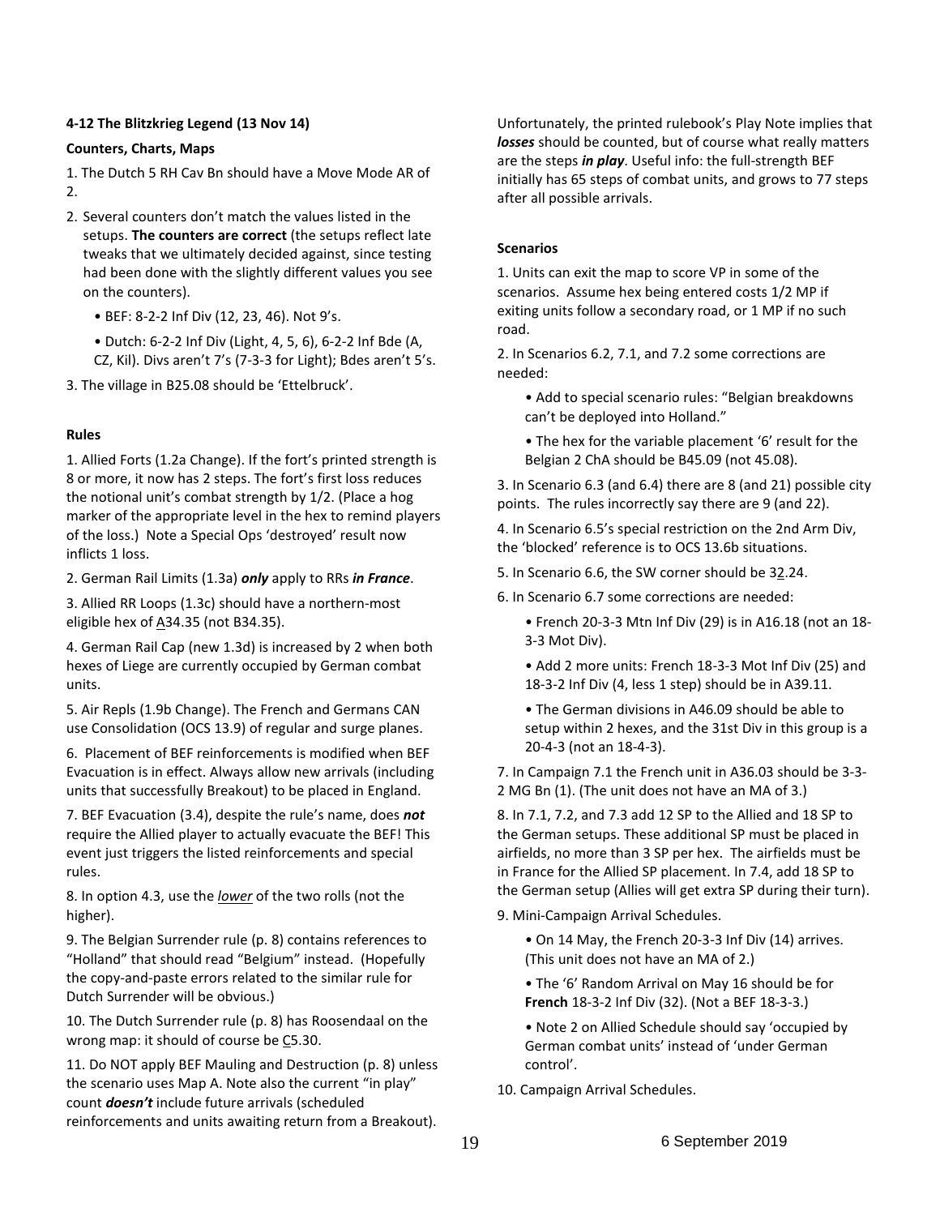### 4-12 The Blitzkrieg Legend (13 Nov 14)

**Counters, Charts, Maps**

1. The Dutch 5 RH Cav Bn should have a Move Mode AR of 2.

2. Several counters don't match the values listed in the setups. **The counters are correct** (the setups reflect late tweaks that we ultimately decided against, since testing had been done with the slightly different values you see on the counters).

   - BEF: 8-2-2 Inf Div (12, 23, 46). Not 9's.
   - Dutch: 6-2-2 Inf Div (Light, 4, 5, 6), 6-2-2 Inf Bde (A, CZ, Kil). Divs aren't 7's (7-3-3 for Light); Bdes aren't 5's.

3. The village in B25.08 should be 'Ettelbruck'.

**Rules**

1. Allied Forts (1.2a Change). If the fort's printed strength is 8 or more, it now has 2 steps. The fort's first loss reduces the notional unit's combat strength by 1/2. (Place a hog marker of the appropriate level in the hex to remind players of the loss.) Note a Special Ops 'destroyed' result now inflicts 1 loss.

2. German Rail Limits (1.3a) ***only*** apply to RRs ***in France***.

3. Allied RR Loops (1.3c) should have a northern-most eligible hex of A34.35 (not B34.35).

4. German Rail Cap (new 1.3d) is increased by 2 when both hexes of Liege are currently occupied by German combat units.

5. Air Repls (1.9b Change). The French and Germans CAN use Consolidation (OCS 13.9) of regular and surge planes.

6. Placement of BEF reinforcements is modified when BEF Evacuation is in effect. Always allow new arrivals (including units that successfully Breakout) to be placed in England.

7. BEF Evacuation (3.4), despite the rule's name, does ***not*** require the Allied player to actually evacuate the BEF! This event just triggers the listed reinforcements and special rules.

8. In option 4.3, use the *lower* of the two rolls (not the higher).

9. The Belgian Surrender rule (p. 8) contains references to "Holland" that should read "Belgium" instead. (Hopefully the copy-and-paste errors related to the similar rule for Dutch Surrender will be obvious.)

10. The Dutch Surrender rule (p. 8) has Roosendaal on the wrong map: it should of course be C5.30.

11. Do NOT apply BEF Mauling and Destruction (p. 8) unless the scenario uses Map A. Note also the current "in play" count ***doesn't*** include future arrivals (scheduled reinforcements and units awaiting return from a Breakout). Unfortunately, the printed rulebook's Play Note implies that ***losses*** should be counted, but of course what really matters are the steps ***in play***. Useful info: the full-strength BEF initially has 65 steps of combat units, and grows to 77 steps after all possible arrivals.

**Scenarios**

1. Units can exit the map to score VP in some of the scenarios. Assume hex being entered costs 1/2 MP if exiting units follow a secondary road, or 1 MP if no such road.

2. In Scenarios 6.2, 7.1, and 7.2 some corrections are needed:

   - Add to special scenario rules: "Belgian breakdowns can't be deployed into Holland."
   - The hex for the variable placement '6' result for the Belgian 2 ChA should be B45.09 (not 45.08).

3. In Scenario 6.3 (and 6.4) there are 8 (and 21) possible city points. The rules incorrectly say there are 9 (and 22).

4. In Scenario 6.5's special restriction on the 2nd Arm Div, the 'blocked' reference is to OCS 13.6b situations.

5. In Scenario 6.6, the SW corner should be 32.24.

6. In Scenario 6.7 some corrections are needed:

   - French 20-3-3 Mtn Inf Div (29) is in A16.18 (not an 18-3-3 Mot Div).
   - Add 2 more units: French 18-3-3 Mot Inf Div (25) and 18-3-2 Inf Div (4, less 1 step) should be in A39.11.
   - The German divisions in A46.09 should be able to setup within 2 hexes, and the 31st Div in this group is a 20-4-3 (not an 18-4-3).

7. In Campaign 7.1 the French unit in A36.03 should be 3-3-2 MG Bn (1). (The unit does not have an MA of 3.)

8. In 7.1, 7.2, and 7.3 add 12 SP to the Allied and 18 SP to the German setups. These additional SP must be placed in airfields, no more than 3 SP per hex. The airfields must be in France for the Allied SP placement. In 7.4, add 18 SP to the German setup (Allies will get extra SP during their turn).

9. Mini-Campaign Arrival Schedules.

   - On 14 May, the French 20-3-3 Inf Div (14) arrives. (This unit does not have an MA of 2.)
   - The '6' Random Arrival on May 16 should be for **French** 18-3-2 Inf Div (32). (Not a BEF 18-3-3.)
   - Note 2 on Allied Schedule should say 'occupied by German combat units' instead of 'under German control'.

10. Campaign Arrival Schedules.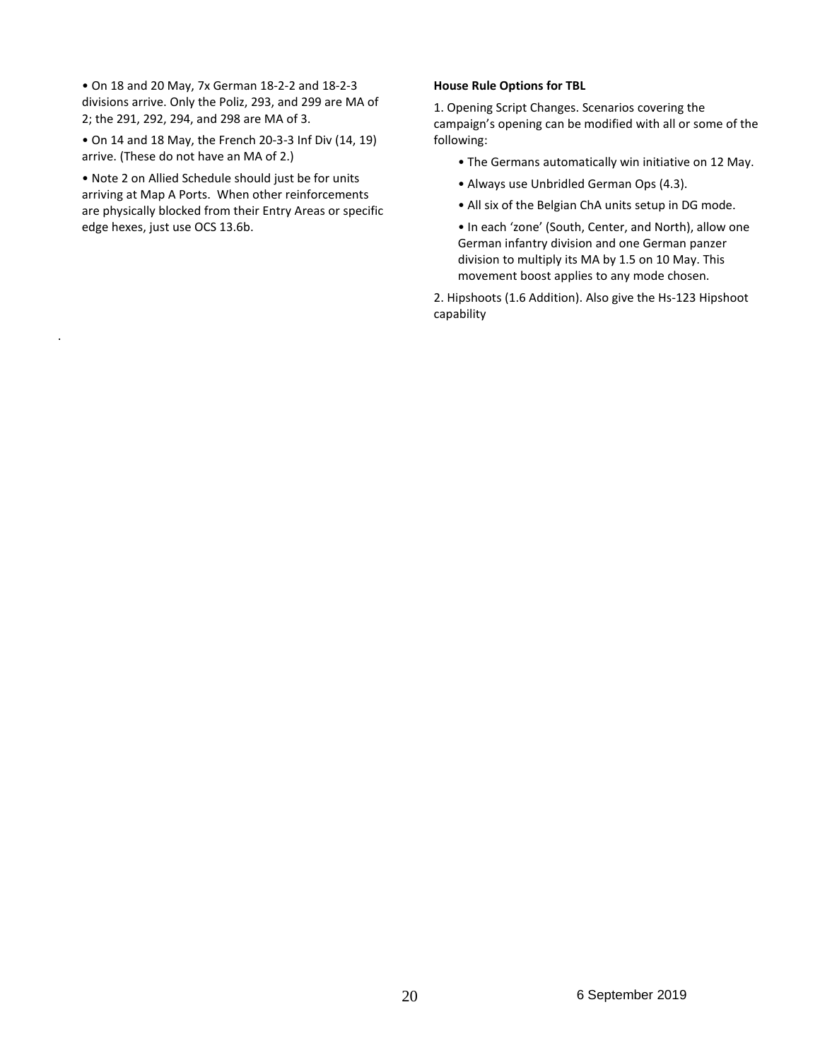- On 18 and 20 May, 7x German 18-2-2 and 18-2-3 divisions arrive. Only the Poliz, 293, and 299 are MA of 2; the 291, 292, 294, and 298 are MA of 3.
- On 14 and 18 May, the French 20-3-3 Inf Div (14, 19) arrive. (These do not have an MA of 2.)
- Note 2 on Allied Schedule should just be for units arriving at Map A Ports. When other reinforcements are physically blocked from their Entry Areas or specific edge hexes, just use OCS 13.6b.

.

**House Rule Options for TBL**

1. Opening Script Changes. Scenarios covering the campaign's opening can be modified with all or some of the following:

   - The Germans automatically win initiative on 12 May.
   - Always use Unbridled German Ops (4.3).
   - All six of the Belgian ChA units setup in DG mode.
   - In each 'zone' (South, Center, and North), allow one German infantry division and one German panzer division to multiply its MA by 1.5 on 10 May. This movement boost applies to any mode chosen.

2. Hipshoots (1.6 Addition). Also give the Hs-123 Hipshoot capability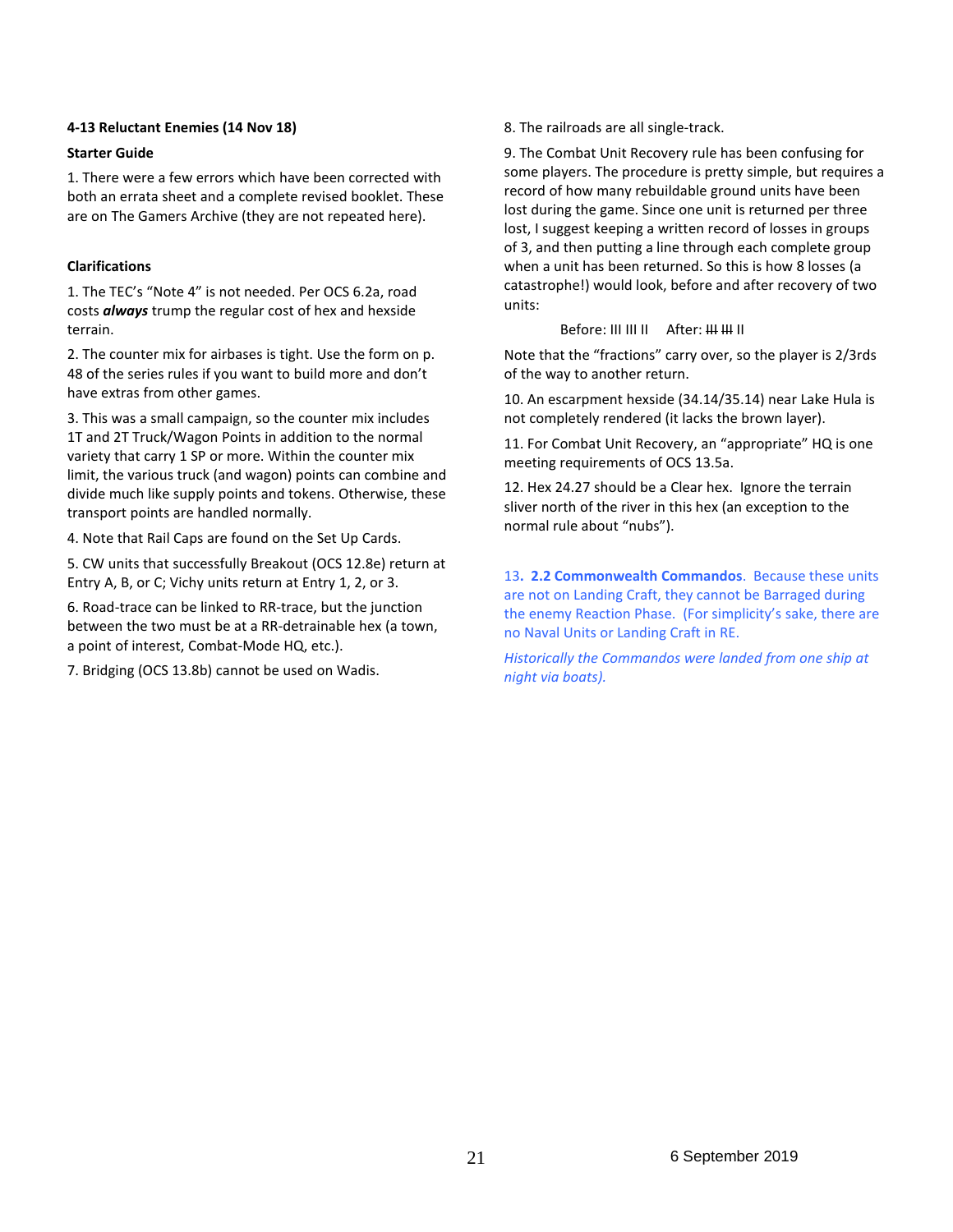**4-13 Reluctant Enemies (14 Nov 18)**

**Starter Guide**

1. There were a few errors which have been corrected with both an errata sheet and a complete revised booklet. These are on The Gamers Archive (they are not repeated here).

**Clarifications**

1. The TEC's "Note 4" is not needed. Per OCS 6.2a, road costs ***always*** trump the regular cost of hex and hexside terrain.

2. The counter mix for airbases is tight. Use the form on p. 48 of the series rules if you want to build more and don't have extras from other games.

3. This was a small campaign, so the counter mix includes 1T and 2T Truck/Wagon Points in addition to the normal variety that carry 1 SP or more. Within the counter mix limit, the various truck (and wagon) points can combine and divide much like supply points and tokens. Otherwise, these transport points are handled normally.

4. Note that Rail Caps are found on the Set Up Cards.

5. CW units that successfully Breakout (OCS 12.8e) return at Entry A, B, or C; Vichy units return at Entry 1, 2, or 3.

6. Road-trace can be linked to RR-trace, but the junction between the two must be at a RR-detrainable hex (a town, a point of interest, Combat-Mode HQ, etc.).

7. Bridging (OCS 13.8b) cannot be used on Wadis.

8. The railroads are all single-track.

9. The Combat Unit Recovery rule has been confusing for some players. The procedure is pretty simple, but requires a record of how many rebuildable ground units have been lost during the game. Since one unit is returned per three lost, I suggest keeping a written record of losses in groups of 3, and then putting a line through each complete group when a unit has been returned. So this is how 8 losses (a catastrophe!) would look, before and after recovery of two units:

Before: III III II &nbsp;&nbsp;&nbsp; After: ~~III~~ ~~III~~ II

Note that the "fractions" carry over, so the player is 2/3rds of the way to another return.

10. An escarpment hexside (34.14/35.14) near Lake Hula is not completely rendered (it lacks the brown layer).

11. For Combat Unit Recovery, an "appropriate" HQ is one meeting requirements of OCS 13.5a.

12. Hex 24.27 should be a Clear hex. Ignore the terrain sliver north of the river in this hex (an exception to the normal rule about "nubs").

13**. 2.2 Commonwealth Commandos**. Because these units are not on Landing Craft, they cannot be Barraged during the enemy Reaction Phase. (For simplicity's sake, there are no Naval Units or Landing Craft in RE.

*Historically the Commandos were landed from one ship at night via boats).*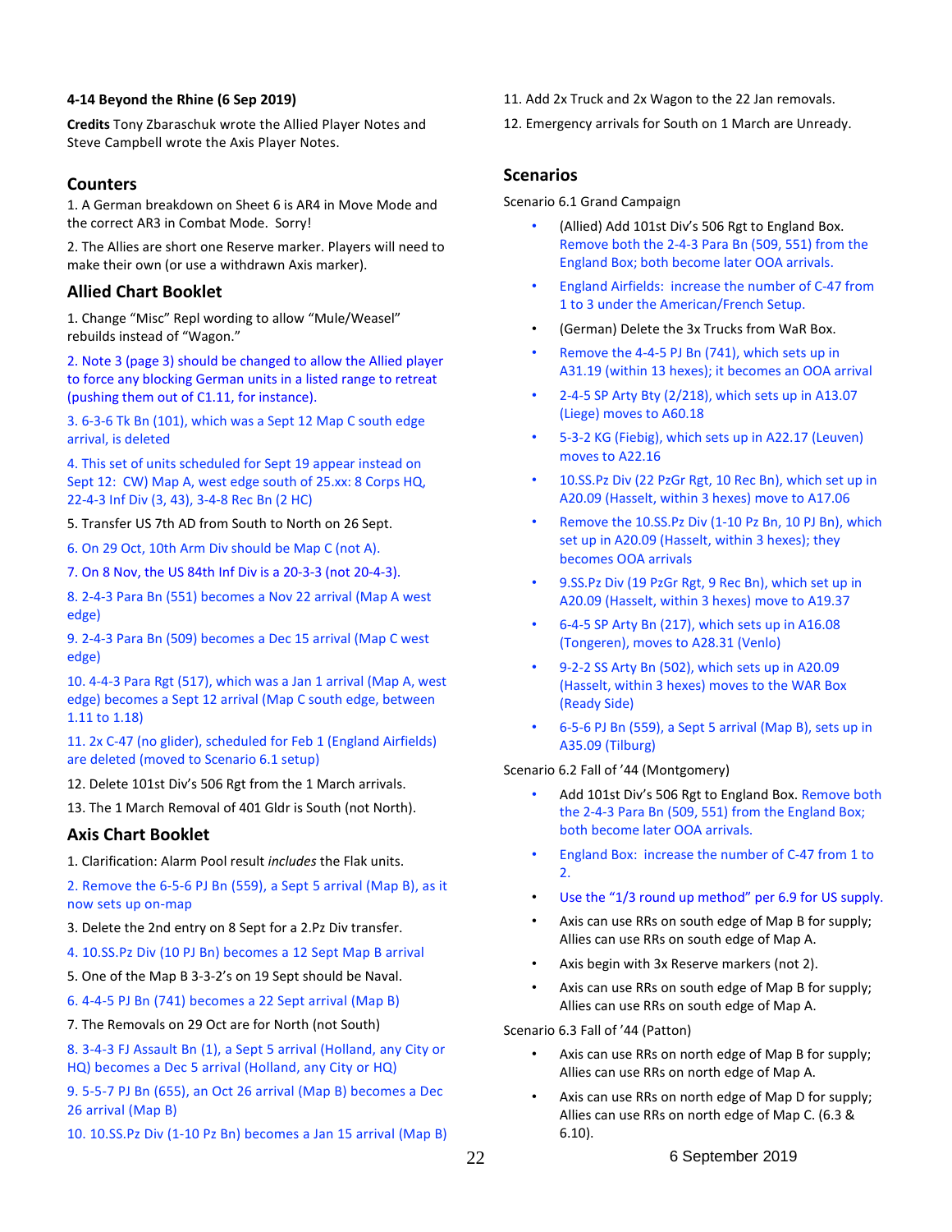**4-14 Beyond the Rhine (6 Sep 2019)**

**Credits** Tony Zbaraschuk wrote the Allied Player Notes and Steve Campbell wrote the Axis Player Notes.

## Counters

1. A German breakdown on Sheet 6 is AR4 in Move Mode and the correct AR3 in Combat Mode. Sorry!

2. The Allies are short one Reserve marker. Players will need to make their own (or use a withdrawn Axis marker).

## Allied Chart Booklet

1. Change "Misc" Repl wording to allow "Mule/Weasel" rebuilds instead of "Wagon."

2. Note 3 (page 3) should be changed to allow the Allied player to force any blocking German units in a listed range to retreat (pushing them out of C1.11, for instance).

3. 6-3-6 Tk Bn (101), which was a Sept 12 Map C south edge arrival, is deleted

4. This set of units scheduled for Sept 19 appear instead on Sept 12: CW) Map A, west edge south of 25.xx: 8 Corps HQ, 22-4-3 Inf Div (3, 43), 3-4-8 Rec Bn (2 HC)

5. Transfer US 7th AD from South to North on 26 Sept.

6. On 29 Oct, 10th Arm Div should be Map C (not A).

7. On 8 Nov, the US 84th Inf Div is a 20-3-3 (not 20-4-3).

8. 2-4-3 Para Bn (551) becomes a Nov 22 arrival (Map A west edge)

9. 2-4-3 Para Bn (509) becomes a Dec 15 arrival (Map C west edge)

10. 4-4-3 Para Rgt (517), which was a Jan 1 arrival (Map A, west edge) becomes a Sept 12 arrival (Map C south edge, between 1.11 to 1.18)

11. 2x C-47 (no glider), scheduled for Feb 1 (England Airfields) are deleted (moved to Scenario 6.1 setup)

12. Delete 101st Div's 506 Rgt from the 1 March arrivals.

13. The 1 March Removal of 401 Gldr is South (not North).

## Axis Chart Booklet

1. Clarification: Alarm Pool result *includes* the Flak units.

2. Remove the 6-5-6 PJ Bn (559), a Sept 5 arrival (Map B), as it now sets up on-map

3. Delete the 2nd entry on 8 Sept for a 2.Pz Div transfer.

4. 10.SS.Pz Div (10 PJ Bn) becomes a 12 Sept Map B arrival

5. One of the Map B 3-3-2's on 19 Sept should be Naval.

6. 4-4-5 PJ Bn (741) becomes a 22 Sept arrival (Map B)

7. The Removals on 29 Oct are for North (not South)

8. 3-4-3 FJ Assault Bn (1), a Sept 5 arrival (Holland, any City or HQ) becomes a Dec 5 arrival (Holland, any City or HQ)

9. 5-5-7 PJ Bn (655), an Oct 26 arrival (Map B) becomes a Dec 26 arrival (Map B)

10. 10.SS.Pz Div (1-10 Pz Bn) becomes a Jan 15 arrival (Map B)

11. Add 2x Truck and 2x Wagon to the 22 Jan removals.

12. Emergency arrivals for South on 1 March are Unready.

## Scenarios

Scenario 6.1 Grand Campaign

- (Allied) Add 101st Div's 506 Rgt to England Box. Remove both the 2-4-3 Para Bn (509, 551) from the England Box; both become later OOA arrivals.
- England Airfields: increase the number of C-47 from 1 to 3 under the American/French Setup.
- (German) Delete the 3x Trucks from WaR Box.
- Remove the 4-4-5 PJ Bn (741), which sets up in A31.19 (within 13 hexes); it becomes an OOA arrival
- 2-4-5 SP Arty Bty (2/218), which sets up in A13.07 (Liege) moves to A60.18
- 5-3-2 KG (Fiebig), which sets up in A22.17 (Leuven) moves to A22.16
- 10.SS.Pz Div (22 PzGr Rgt, 10 Rec Bn), which set up in A20.09 (Hasselt, within 3 hexes) move to A17.06
- Remove the 10.SS.Pz Div (1-10 Pz Bn, 10 PJ Bn), which set up in A20.09 (Hasselt, within 3 hexes); they becomes OOA arrivals
- 9.SS.Pz Div (19 PzGr Rgt, 9 Rec Bn), which set up in A20.09 (Hasselt, within 3 hexes) move to A19.37
- 6-4-5 SP Arty Bn (217), which sets up in A16.08 (Tongeren), moves to A28.31 (Venlo)
- 9-2-2 SS Arty Bn (502), which sets up in A20.09 (Hasselt, within 3 hexes) moves to the WAR Box (Ready Side)
- 6-5-6 PJ Bn (559), a Sept 5 arrival (Map B), sets up in A35.09 (Tilburg)

Scenario 6.2 Fall of '44 (Montgomery)

- Add 101st Div's 506 Rgt to England Box. Remove both the 2-4-3 Para Bn (509, 551) from the England Box; both become later OOA arrivals.
- England Box: increase the number of C-47 from 1 to 2.
- Use the "1/3 round up method" per 6.9 for US supply.
- Axis can use RRs on south edge of Map B for supply; Allies can use RRs on south edge of Map A.
- Axis begin with 3x Reserve markers (not 2).
- Axis can use RRs on south edge of Map B for supply; Allies can use RRs on south edge of Map A.

Scenario 6.3 Fall of '44 (Patton)

- Axis can use RRs on north edge of Map B for supply; Allies can use RRs on north edge of Map A.
- Axis can use RRs on north edge of Map D for supply; Allies can use RRs on north edge of Map C. (6.3 & 6.10).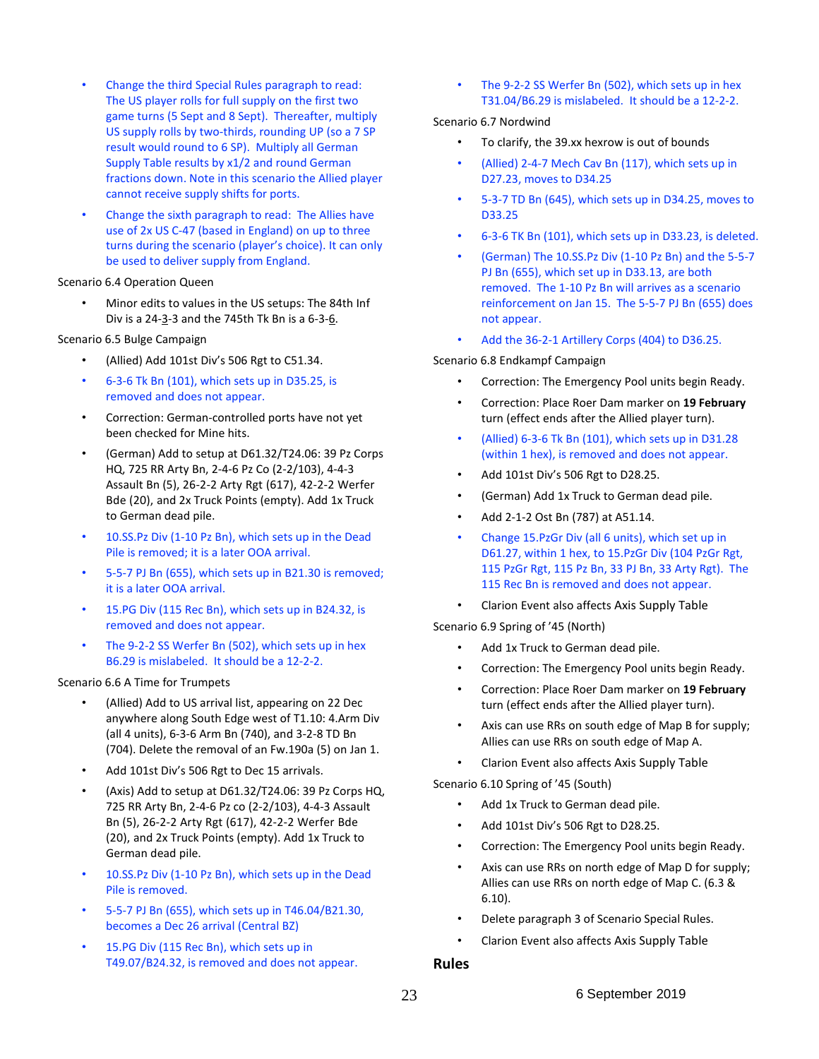- Change the third Special Rules paragraph to read: The US player rolls for full supply on the first two game turns (5 Sept and 8 Sept). Thereafter, multiply US supply rolls by two-thirds, rounding UP (so a 7 SP result would round to 6 SP). Multiply all German Supply Table results by x1/2 and round German fractions down. Note in this scenario the Allied player cannot receive supply shifts for ports.
- Change the sixth paragraph to read: The Allies have use of 2x US C-47 (based in England) on up to three turns during the scenario (player's choice). It can only be used to deliver supply from England.

Scenario 6.4 Operation Queen

- Minor edits to values in the US setups: The 84th Inf Div is a 24-3-3 and the 745th Tk Bn is a 6-3-6.

Scenario 6.5 Bulge Campaign

- (Allied) Add 101st Div's 506 Rgt to C51.34.
- 6-3-6 Tk Bn (101), which sets up in D35.25, is removed and does not appear.
- Correction: German-controlled ports have not yet been checked for Mine hits.
- (German) Add to setup at D61.32/T24.06: 39 Pz Corps HQ, 725 RR Arty Bn, 2-4-6 Pz Co (2-2/103), 4-4-3 Assault Bn (5), 26-2-2 Arty Rgt (617), 42-2-2 Werfer Bde (20), and 2x Truck Points (empty). Add 1x Truck to German dead pile.
- 10.SS.Pz Div (1-10 Pz Bn), which sets up in the Dead Pile is removed; it is a later OOA arrival.
- 5-5-7 PJ Bn (655), which sets up in B21.30 is removed; it is a later OOA arrival.
- 15.PG Div (115 Rec Bn), which sets up in B24.32, is removed and does not appear.
- The 9-2-2 SS Werfer Bn (502), which sets up in hex B6.29 is mislabeled. It should be a 12-2-2.

Scenario 6.6 A Time for Trumpets

- (Allied) Add to US arrival list, appearing on 22 Dec anywhere along South Edge west of T1.10: 4.Arm Div (all 4 units), 6-3-6 Arm Bn (740), and 3-2-8 TD Bn (704). Delete the removal of an Fw.190a (5) on Jan 1.
- Add 101st Div's 506 Rgt to Dec 15 arrivals.
- (Axis) Add to setup at D61.32/T24.06: 39 Pz Corps HQ, 725 RR Arty Bn, 2-4-6 Pz co (2-2/103), 4-4-3 Assault Bn (5), 26-2-2 Arty Rgt (617), 42-2-2 Werfer Bde (20), and 2x Truck Points (empty). Add 1x Truck to German dead pile.
- 10.SS.Pz Div (1-10 Pz Bn), which sets up in the Dead Pile is removed.
- 5-5-7 PJ Bn (655), which sets up in T46.04/B21.30, becomes a Dec 26 arrival (Central BZ)
- 15.PG Div (115 Rec Bn), which sets up in T49.07/B24.32, is removed and does not appear.
- The 9-2-2 SS Werfer Bn (502), which sets up in hex T31.04/B6.29 is mislabeled. It should be a 12-2-2.

Scenario 6.7 Nordwind

- To clarify, the 39.xx hexrow is out of bounds
- (Allied) 2-4-7 Mech Cav Bn (117), which sets up in D27.23, moves to D34.25
- 5-3-7 TD Bn (645), which sets up in D34.25, moves to D33.25
- 6-3-6 TK Bn (101), which sets up in D33.23, is deleted.
- (German) The 10.SS.Pz Div (1-10 Pz Bn) and the 5-5-7 PJ Bn (655), which set up in D33.13, are both removed. The 1-10 Pz Bn will arrives as a scenario reinforcement on Jan 15. The 5-5-7 PJ Bn (655) does not appear.
- Add the 36-2-1 Artillery Corps (404) to D36.25.

Scenario 6.8 Endkampf Campaign

- Correction: The Emergency Pool units begin Ready.
- Correction: Place Roer Dam marker on **19 February** turn (effect ends after the Allied player turn).
- (Allied) 6-3-6 Tk Bn (101), which sets up in D31.28 (within 1 hex), is removed and does not appear.
- Add 101st Div's 506 Rgt to D28.25.
- (German) Add 1x Truck to German dead pile.
- Add 2-1-2 Ost Bn (787) at A51.14.
- Change 15.PzGr Div (all 6 units), which set up in D61.27, within 1 hex, to 15.PzGr Div (104 PzGr Rgt, 115 PzGr Rgt, 115 Pz Bn, 33 PJ Bn, 33 Arty Rgt). The 115 Rec Bn is removed and does not appear.
- Clarion Event also affects Axis Supply Table

Scenario 6.9 Spring of '45 (North)

- Add 1x Truck to German dead pile.
- Correction: The Emergency Pool units begin Ready.
- Correction: Place Roer Dam marker on **19 February** turn (effect ends after the Allied player turn).
- Axis can use RRs on south edge of Map B for supply; Allies can use RRs on south edge of Map A.
- Clarion Event also affects Axis Supply Table

Scenario 6.10 Spring of '45 (South)

- Add 1x Truck to German dead pile.
- Add 101st Div's 506 Rgt to D28.25.
- Correction: The Emergency Pool units begin Ready.
- Axis can use RRs on north edge of Map D for supply; Allies can use RRs on north edge of Map C. (6.3 & 6.10).
- Delete paragraph 3 of Scenario Special Rules.
- Clarion Event also affects Axis Supply Table

## Rules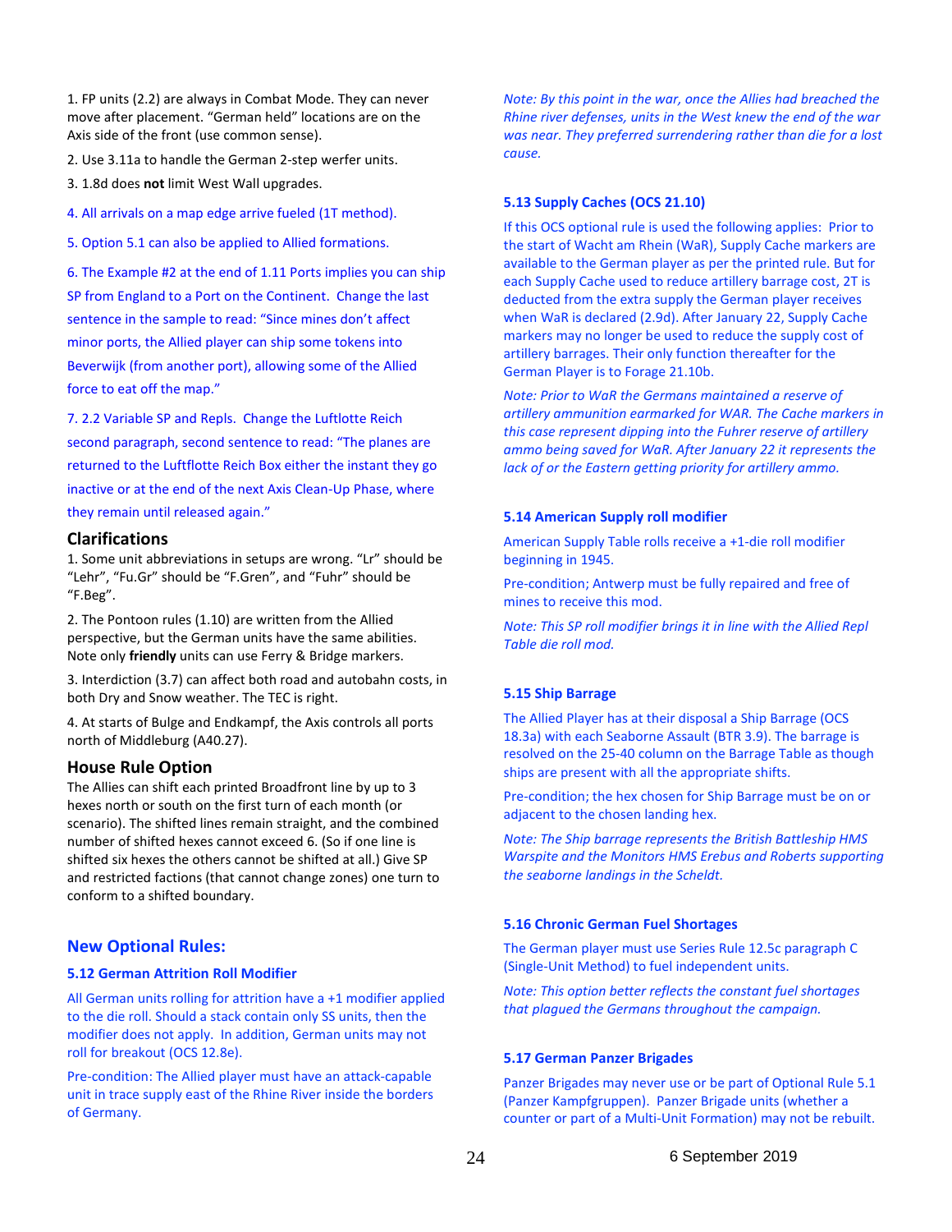1. FP units (2.2) are always in Combat Mode. They can never move after placement. "German held" locations are on the Axis side of the front (use common sense).

2. Use 3.11a to handle the German 2-step werfer units.

3. 1.8d does **not** limit West Wall upgrades.

4. All arrivals on a map edge arrive fueled (1T method).

5. Option 5.1 can also be applied to Allied formations.

6. The Example #2 at the end of 1.11 Ports implies you can ship SP from England to a Port on the Continent. Change the last sentence in the sample to read: "Since mines don't affect minor ports, the Allied player can ship some tokens into Beverwijk (from another port), allowing some of the Allied force to eat off the map."

7. 2.2 Variable SP and Repls. Change the Luftlotte Reich second paragraph, second sentence to read: "The planes are returned to the Luftflotte Reich Box either the instant they go inactive or at the end of the next Axis Clean-Up Phase, where they remain until released again."

## Clarifications

1. Some unit abbreviations in setups are wrong. "Lr" should be "Lehr", "Fu.Gr" should be "F.Gren", and "Fuhr" should be "F.Beg".

2. The Pontoon rules (1.10) are written from the Allied perspective, but the German units have the same abilities. Note only **friendly** units can use Ferry & Bridge markers.

3. Interdiction (3.7) can affect both road and autobahn costs, in both Dry and Snow weather. The TEC is right.

4. At starts of Bulge and Endkampf, the Axis controls all ports north of Middleburg (A40.27).

## House Rule Option

The Allies can shift each printed Broadfront line by up to 3 hexes north or south on the first turn of each month (or scenario). The shifted lines remain straight, and the combined number of shifted hexes cannot exceed 6. (So if one line is shifted six hexes the others cannot be shifted at all.) Give SP and restricted factions (that cannot change zones) one turn to conform to a shifted boundary.

## New Optional Rules:

### 5.12 German Attrition Roll Modifier

All German units rolling for attrition have a +1 modifier applied to the die roll. Should a stack contain only SS units, then the modifier does not apply. In addition, German units may not roll for breakout (OCS 12.8e).

Pre-condition: The Allied player must have an attack-capable unit in trace supply east of the Rhine River inside the borders of Germany.

*Note: By this point in the war, once the Allies had breached the Rhine river defenses, units in the West knew the end of the war was near. They preferred surrendering rather than die for a lost cause.*

### 5.13 Supply Caches (OCS 21.10)

If this OCS optional rule is used the following applies: Prior to the start of Wacht am Rhein (WaR), Supply Cache markers are available to the German player as per the printed rule. But for each Supply Cache used to reduce artillery barrage cost, 2T is deducted from the extra supply the German player receives when WaR is declared (2.9d). After January 22, Supply Cache markers may no longer be used to reduce the supply cost of artillery barrages. Their only function thereafter for the German Player is to Forage 21.10b.

*Note: Prior to WaR the Germans maintained a reserve of artillery ammunition earmarked for WAR. The Cache markers in this case represent dipping into the Fuhrer reserve of artillery ammo being saved for WaR. After January 22 it represents the lack of or the Eastern getting priority for artillery ammo.*

### 5.14 American Supply roll modifier

American Supply Table rolls receive a +1-die roll modifier beginning in 1945.

Pre-condition; Antwerp must be fully repaired and free of mines to receive this mod.

*Note: This SP roll modifier brings it in line with the Allied Repl Table die roll mod.*

### 5.15 Ship Barrage

The Allied Player has at their disposal a Ship Barrage (OCS 18.3a) with each Seaborne Assault (BTR 3.9). The barrage is resolved on the 25-40 column on the Barrage Table as though ships are present with all the appropriate shifts.

Pre-condition; the hex chosen for Ship Barrage must be on or adjacent to the chosen landing hex.

*Note: The Ship barrage represents the British Battleship HMS Warspite and the Monitors HMS Erebus and Roberts supporting the seaborne landings in the Scheldt.*

### 5.16 Chronic German Fuel Shortages

The German player must use Series Rule 12.5c paragraph C (Single-Unit Method) to fuel independent units.

*Note: This option better reflects the constant fuel shortages that plagued the Germans throughout the campaign.*

### 5.17 German Panzer Brigades

Panzer Brigades may never use or be part of Optional Rule 5.1 (Panzer Kampfgruppen). Panzer Brigade units (whether a counter or part of a Multi-Unit Formation) may not be rebuilt.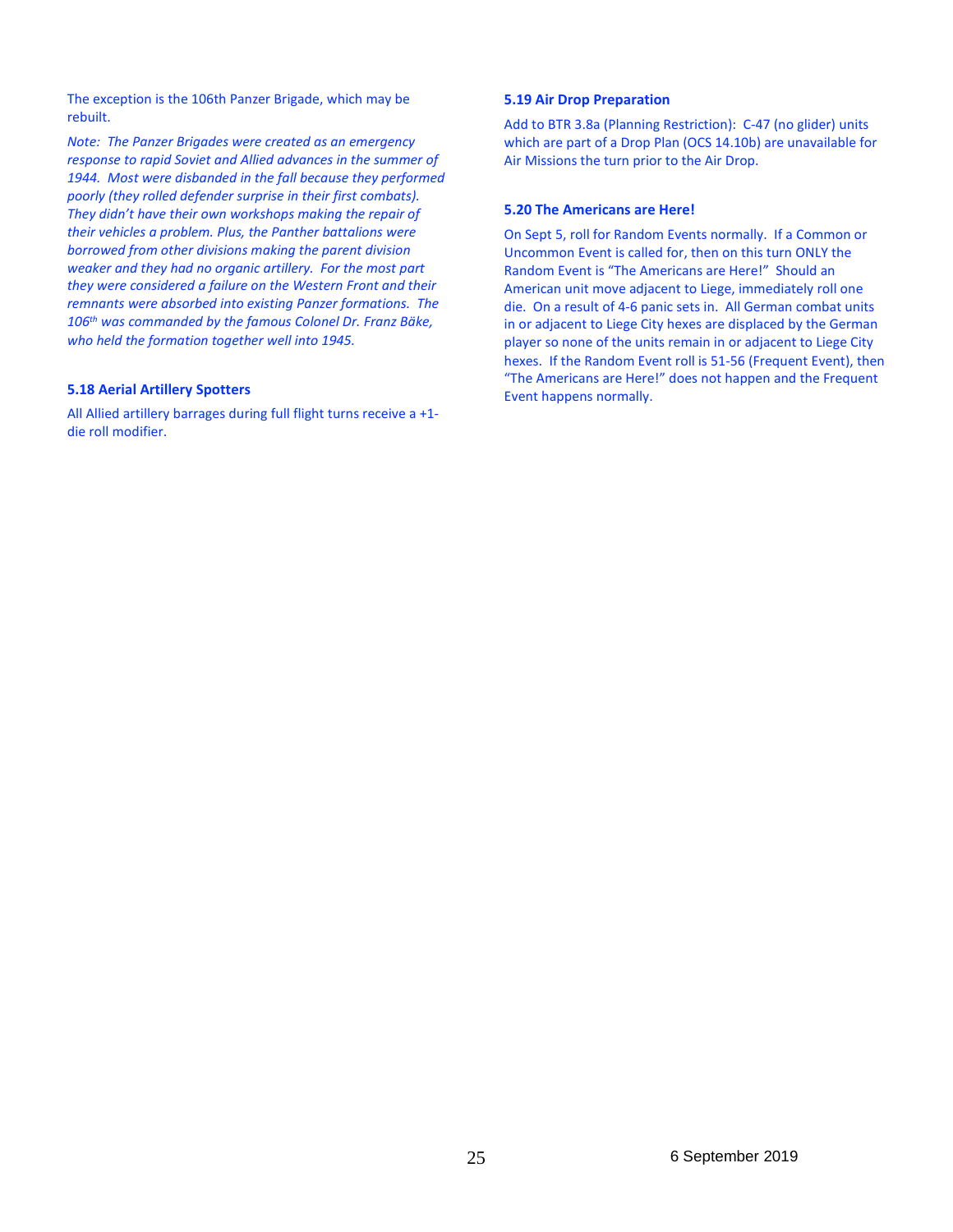The exception is the 106th Panzer Brigade, which may be rebuilt.

*Note: The Panzer Brigades were created as an emergency response to rapid Soviet and Allied advances in the summer of 1944. Most were disbanded in the fall because they performed poorly (they rolled defender surprise in their first combats). They didn't have their own workshops making the repair of their vehicles a problem. Plus, the Panther battalions were borrowed from other divisions making the parent division weaker and they had no organic artillery. For the most part they were considered a failure on the Western Front and their remnants were absorbed into existing Panzer formations. The 106th was commanded by the famous Colonel Dr. Franz Bäke, who held the formation together well into 1945.*

### 5.18 Aerial Artillery Spotters

All Allied artillery barrages during full flight turns receive a +1-die roll modifier.

### 5.19 Air Drop Preparation

Add to BTR 3.8a (Planning Restriction): C-47 (no glider) units which are part of a Drop Plan (OCS 14.10b) are unavailable for Air Missions the turn prior to the Air Drop.

### 5.20 The Americans are Here!

On Sept 5, roll for Random Events normally. If a Common or Uncommon Event is called for, then on this turn ONLY the Random Event is "The Americans are Here!" Should an American unit move adjacent to Liege, immediately roll one die. On a result of 4-6 panic sets in. All German combat units in or adjacent to Liege City hexes are displaced by the German player so none of the units remain in or adjacent to Liege City hexes. If the Random Event roll is 51-56 (Frequent Event), then "The Americans are Here!" does not happen and the Frequent Event happens normally.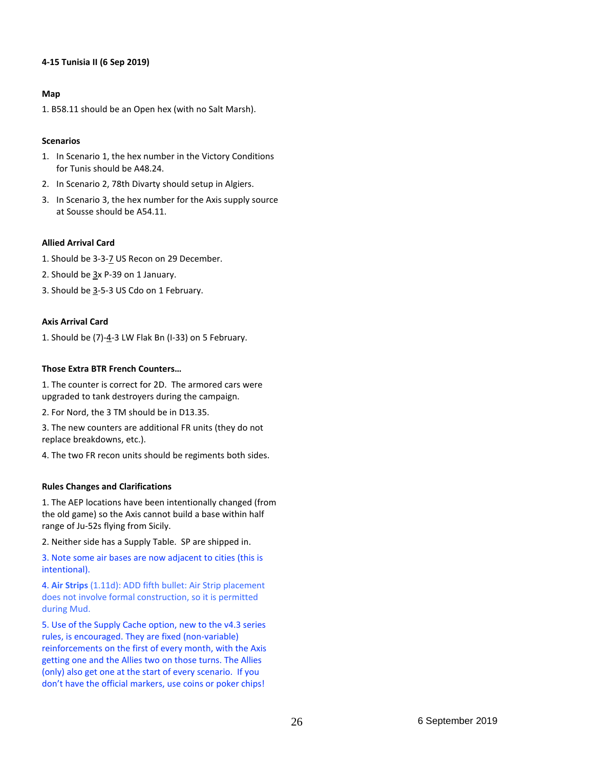**4-15 Tunisia II (6 Sep 2019)**

**Map**

1. B58.11 should be an Open hex (with no Salt Marsh).

**Scenarios**

1. In Scenario 1, the hex number in the Victory Conditions for Tunis should be A48.24.
2. In Scenario 2, 78th Divarty should setup in Algiers.
3. In Scenario 3, the hex number for the Axis supply source at Sousse should be A54.11.

**Allied Arrival Card**

1. Should be 3-3-7 US Recon on 29 December.
2. Should be 3x P-39 on 1 January.
3. Should be 3-5-3 US Cdo on 1 February.

**Axis Arrival Card**

1. Should be (7)-4-3 LW Flak Bn (I-33) on 5 February.

**Those Extra BTR French Counters…**

1. The counter is correct for 2D. The armored cars were upgraded to tank destroyers during the campaign.
2. For Nord, the 3 TM should be in D13.35.
3. The new counters are additional FR units (they do not replace breakdowns, etc.).
4. The two FR recon units should be regiments both sides.

**Rules Changes and Clarifications**

1. The AEP locations have been intentionally changed (from the old game) so the Axis cannot build a base within half range of Ju-52s flying from Sicily.
2. Neither side has a Supply Table. SP are shipped in.
3. Note some air bases are now adjacent to cities (this is intentional).
4. **Air Strips** (1.11d): ADD fifth bullet: Air Strip placement does not involve formal construction, so it is permitted during Mud.
5. Use of the Supply Cache option, new to the v4.3 series rules, is encouraged. They are fixed (non-variable) reinforcements on the first of every month, with the Axis getting one and the Allies two on those turns. The Allies (only) also get one at the start of every scenario. If you don't have the official markers, use coins or poker chips!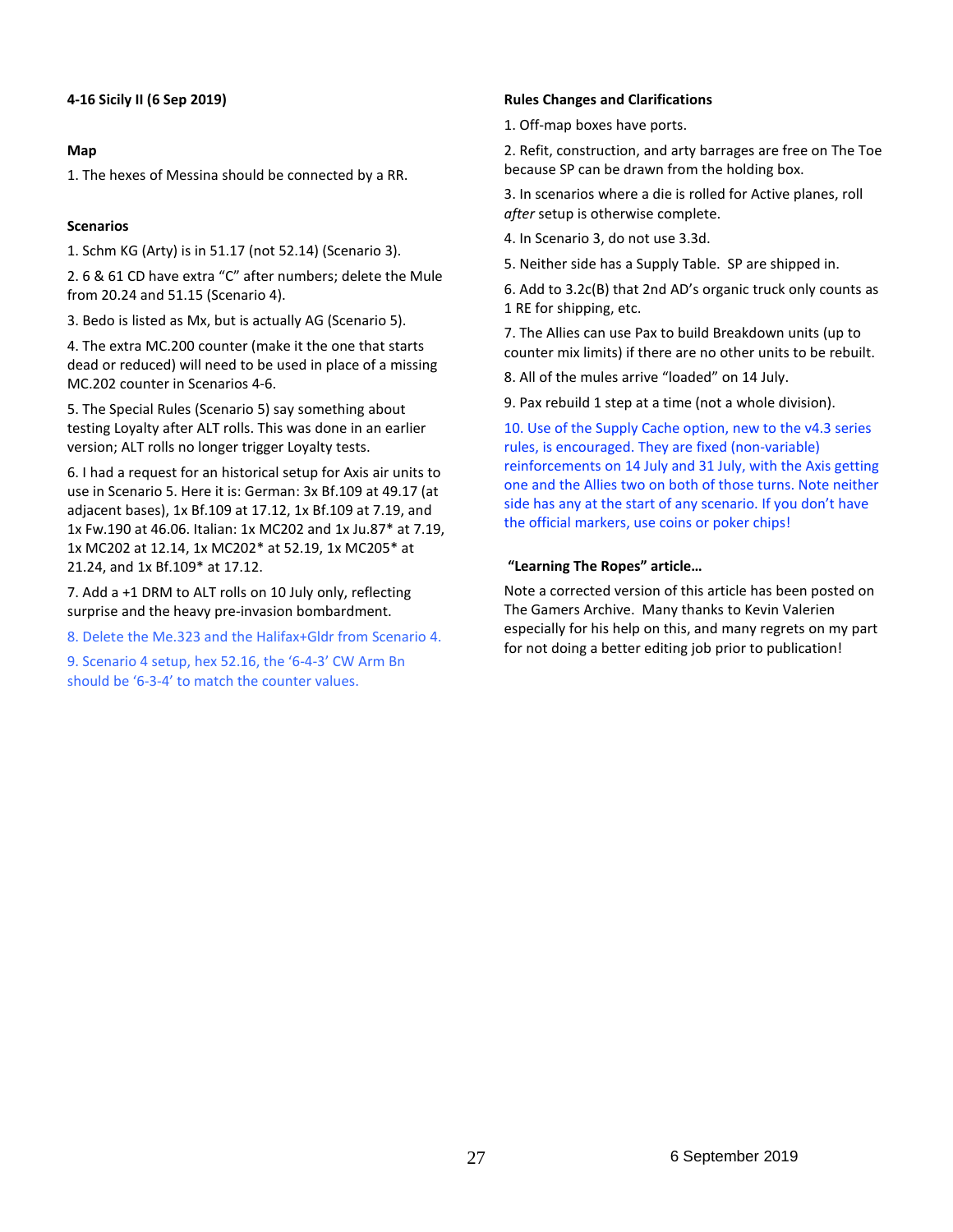**4-16 Sicily II (6 Sep 2019)**

**Map**

1. The hexes of Messina should be connected by a RR.

**Scenarios**

1. Schm KG (Arty) is in 51.17 (not 52.14) (Scenario 3).

2. 6 & 61 CD have extra "C" after numbers; delete the Mule from 20.24 and 51.15 (Scenario 4).

3. Bedo is listed as Mx, but is actually AG (Scenario 5).

4. The extra MC.200 counter (make it the one that starts dead or reduced) will need to be used in place of a missing MC.202 counter in Scenarios 4-6.

5. The Special Rules (Scenario 5) say something about testing Loyalty after ALT rolls. This was done in an earlier version; ALT rolls no longer trigger Loyalty tests.

6. I had a request for an historical setup for Axis air units to use in Scenario 5. Here it is: German: 3x Bf.109 at 49.17 (at adjacent bases), 1x Bf.109 at 17.12, 1x Bf.109 at 7.19, and 1x Fw.190 at 46.06. Italian: 1x MC202 and 1x Ju.87* at 7.19, 1x MC202 at 12.14, 1x MC202* at 52.19, 1x MC205* at 21.24, and 1x Bf.109* at 17.12.

7. Add a +1 DRM to ALT rolls on 10 July only, reflecting surprise and the heavy pre-invasion bombardment.

8. Delete the Me.323 and the Halifax+Gldr from Scenario 4.

9. Scenario 4 setup, hex 52.16, the '6-4-3' CW Arm Bn should be '6-3-4' to match the counter values.

**Rules Changes and Clarifications**

1. Off-map boxes have ports.

2. Refit, construction, and arty barrages are free on The Toe because SP can be drawn from the holding box.

3. In scenarios where a die is rolled for Active planes, roll *after* setup is otherwise complete.

4. In Scenario 3, do not use 3.3d.

5. Neither side has a Supply Table. SP are shipped in.

6. Add to 3.2c(B) that 2nd AD's organic truck only counts as 1 RE for shipping, etc.

7. The Allies can use Pax to build Breakdown units (up to counter mix limits) if there are no other units to be rebuilt.

8. All of the mules arrive "loaded" on 14 July.

9. Pax rebuild 1 step at a time (not a whole division).

10. Use of the Supply Cache option, new to the v4.3 series rules, is encouraged. They are fixed (non-variable) reinforcements on 14 July and 31 July, with the Axis getting one and the Allies two on both of those turns. Note neither side has any at the start of any scenario. If you don't have the official markers, use coins or poker chips!

**"Learning The Ropes" article…**

Note a corrected version of this article has been posted on The Gamers Archive. Many thanks to Kevin Valerien especially for his help on this, and many regrets on my part for not doing a better editing job prior to publication!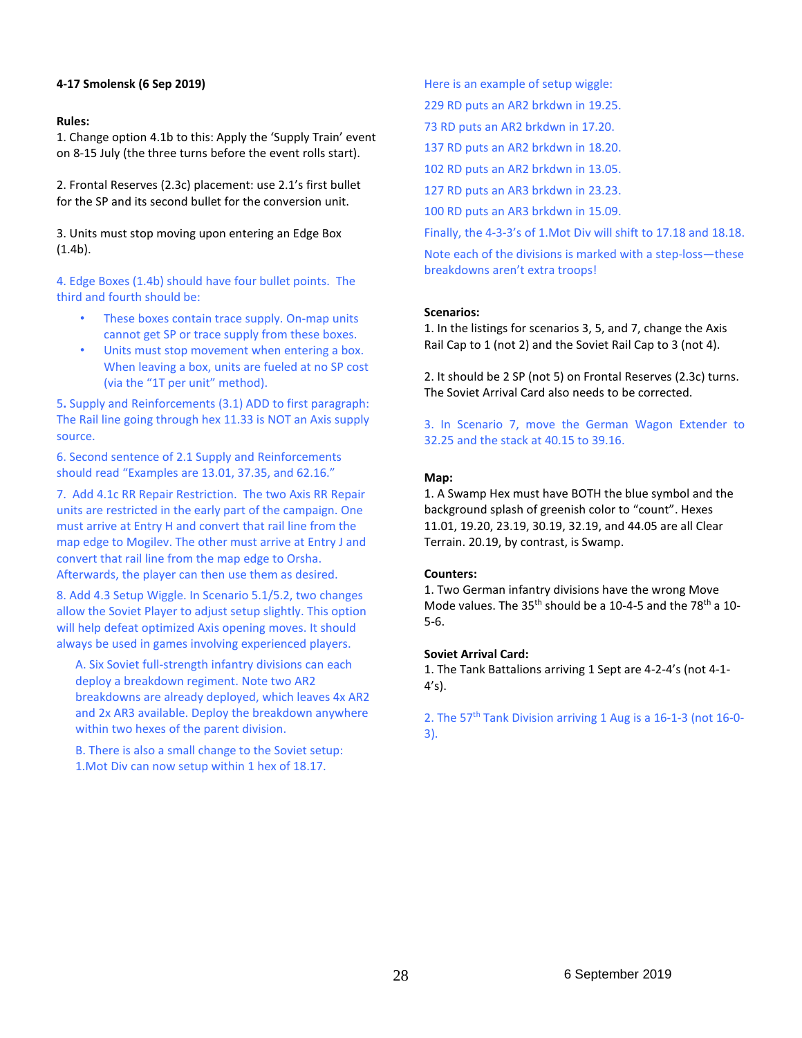**4-17 Smolensk (6 Sep 2019)**

**Rules:**

1. Change option 4.1b to this: Apply the 'Supply Train' event on 8-15 July (the three turns before the event rolls start).

2. Frontal Reserves (2.3c) placement: use 2.1's first bullet for the SP and its second bullet for the conversion unit.

3. Units must stop moving upon entering an Edge Box (1.4b).

4. Edge Boxes (1.4b) should have four bullet points. The third and fourth should be:

- These boxes contain trace supply. On-map units cannot get SP or trace supply from these boxes.
- Units must stop movement when entering a box. When leaving a box, units are fueled at no SP cost (via the "1T per unit" method).

5. Supply and Reinforcements (3.1) ADD to first paragraph: The Rail line going through hex 11.33 is NOT an Axis supply source.

6. Second sentence of 2.1 Supply and Reinforcements should read "Examples are 13.01, 37.35, and 62.16."

7. Add 4.1c RR Repair Restriction. The two Axis RR Repair units are restricted in the early part of the campaign. One must arrive at Entry H and convert that rail line from the map edge to Mogilev. The other must arrive at Entry J and convert that rail line from the map edge to Orsha. Afterwards, the player can then use them as desired.

8. Add 4.3 Setup Wiggle. In Scenario 5.1/5.2, two changes allow the Soviet Player to adjust setup slightly. This option will help defeat optimized Axis opening moves. It should always be used in games involving experienced players.

A. Six Soviet full-strength infantry divisions can each deploy a breakdown regiment. Note two AR2 breakdowns are already deployed, which leaves 4x AR2 and 2x AR3 available. Deploy the breakdown anywhere within two hexes of the parent division.

B. There is also a small change to the Soviet setup: 1.Mot Div can now setup within 1 hex of 18.17.

Here is an example of setup wiggle:

229 RD puts an AR2 brkdwn in 19.25.

73 RD puts an AR2 brkdwn in 17.20.

137 RD puts an AR2 brkdwn in 18.20.

102 RD puts an AR2 brkdwn in 13.05.

127 RD puts an AR3 brkdwn in 23.23.

100 RD puts an AR3 brkdwn in 15.09.

Finally, the 4-3-3's of 1.Mot Div will shift to 17.18 and 18.18.

Note each of the divisions is marked with a step-loss—these breakdowns aren't extra troops!

**Scenarios:**

1. In the listings for scenarios 3, 5, and 7, change the Axis Rail Cap to 1 (not 2) and the Soviet Rail Cap to 3 (not 4).

2. It should be 2 SP (not 5) on Frontal Reserves (2.3c) turns. The Soviet Arrival Card also needs to be corrected.

3. In Scenario 7, move the German Wagon Extender to 32.25 and the stack at 40.15 to 39.16.

**Map:**

1. A Swamp Hex must have BOTH the blue symbol and the background splash of greenish color to "count". Hexes 11.01, 19.20, 23.19, 30.19, 32.19, and 44.05 are all Clear Terrain. 20.19, by contrast, is Swamp.

**Counters:**

1. Two German infantry divisions have the wrong Move Mode values. The 35th should be a 10-4-5 and the 78th a 10-5-6.

**Soviet Arrival Card:**

1. The Tank Battalions arriving 1 Sept are 4-2-4's (not 4-1-4's).

2. The 57th Tank Division arriving 1 Aug is a 16-1-3 (not 16-0-3).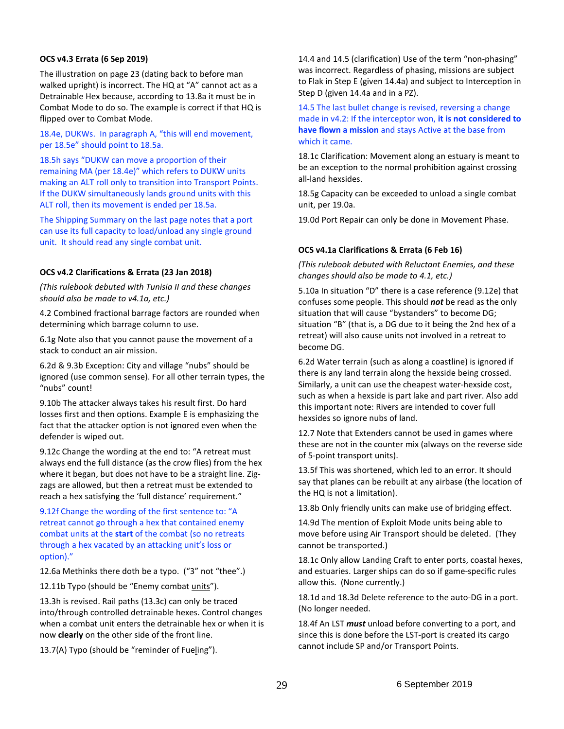**OCS v4.3 Errata (6 Sep 2019)**

The illustration on page 23 (dating back to before man walked upright) is incorrect. The HQ at "A" cannot act as a Detrainable Hex because, according to 13.8a it must be in Combat Mode to do so. The example is correct if that HQ is flipped over to Combat Mode.

18.4e, DUKWs. In paragraph A, "this will end movement, per 18.5e" should point to 18.5a.

18.5h says "DUKW can move a proportion of their remaining MA (per 18.4e)" which refers to DUKW units making an ALT roll only to transition into Transport Points. If the DUKW simultaneously lands ground units with this ALT roll, then its movement is ended per 18.5a.

The Shipping Summary on the last page notes that a port can use its full capacity to load/unload any single ground unit. It should read any single combat unit.

**OCS v4.2 Clarifications & Errata (23 Jan 2018)**

*(This rulebook debuted with Tunisia II and these changes should also be made to v4.1a, etc.)*

4.2 Combined fractional barrage factors are rounded when determining which barrage column to use.

6.1g Note also that you cannot pause the movement of a stack to conduct an air mission.

6.2d & 9.3b Exception: City and village "nubs" should be ignored (use common sense). For all other terrain types, the "nubs" count!

9.10b The attacker always takes his result first. Do hard losses first and then options. Example E is emphasizing the fact that the attacker option is not ignored even when the defender is wiped out.

9.12c Change the wording at the end to: "A retreat must always end the full distance (as the crow flies) from the hex where it began, but does not have to be a straight line. Zig-zags are allowed, but then a retreat must be extended to reach a hex satisfying the 'full distance' requirement."

9.12f Change the wording of the first sentence to: "A retreat cannot go through a hex that contained enemy combat units at the **start** of the combat (so no retreats through a hex vacated by an attacking unit's loss or option)."

12.6a Methinks there doth be a typo. ("3" not "thee".)

12.11b Typo (should be "Enemy combat units").

13.3h is revised. Rail paths (13.3c) can only be traced into/through controlled detrainable hexes. Control changes when a combat unit enters the detrainable hex or when it is now **clearly** on the other side of the front line.

13.7(A) Typo (should be "reminder of Fueling").

14.4 and 14.5 (clarification) Use of the term "non-phasing" was incorrect. Regardless of phasing, missions are subject to Flak in Step E (given 14.4a) and subject to Interception in Step D (given 14.4a and in a PZ).

14.5 The last bullet change is revised, reversing a change made in v4.2: If the interceptor won, **it is not considered to have flown a mission** and stays Active at the base from which it came.

18.1c Clarification: Movement along an estuary is meant to be an exception to the normal prohibition against crossing all-land hexsides.

18.5g Capacity can be exceeded to unload a single combat unit, per 19.0a.

19.0d Port Repair can only be done in Movement Phase.

**OCS v4.1a Clarifications & Errata (6 Feb 16)**

*(This rulebook debuted with Reluctant Enemies, and these changes should also be made to 4.1, etc.)*

5.10a In situation "D" there is a case reference (9.12e) that confuses some people. This should ***not*** be read as the only situation that will cause "bystanders" to become DG; situation "B" (that is, a DG due to it being the 2nd hex of a retreat) will also cause units not involved in a retreat to become DG.

6.2d Water terrain (such as along a coastline) is ignored if there is any land terrain along the hexside being crossed. Similarly, a unit can use the cheapest water-hexside cost, such as when a hexside is part lake and part river. Also add this important note: Rivers are intended to cover full hexsides so ignore nubs of land.

12.7 Note that Extenders cannot be used in games where these are not in the counter mix (always on the reverse side of 5-point transport units).

13.5f This was shortened, which led to an error. It should say that planes can be rebuilt at any airbase (the location of the HQ is not a limitation).

13.8b Only friendly units can make use of bridging effect.

14.9d The mention of Exploit Mode units being able to move before using Air Transport should be deleted. (They cannot be transported.)

18.1c Only allow Landing Craft to enter ports, coastal hexes, and estuaries. Larger ships can do so if game-specific rules allow this. (None currently.)

18.1d and 18.3d Delete reference to the auto-DG in a port. (No longer needed.

18.4f An LST ***must*** unload before converting to a port, and since this is done before the LST-port is created its cargo cannot include SP and/or Transport Points.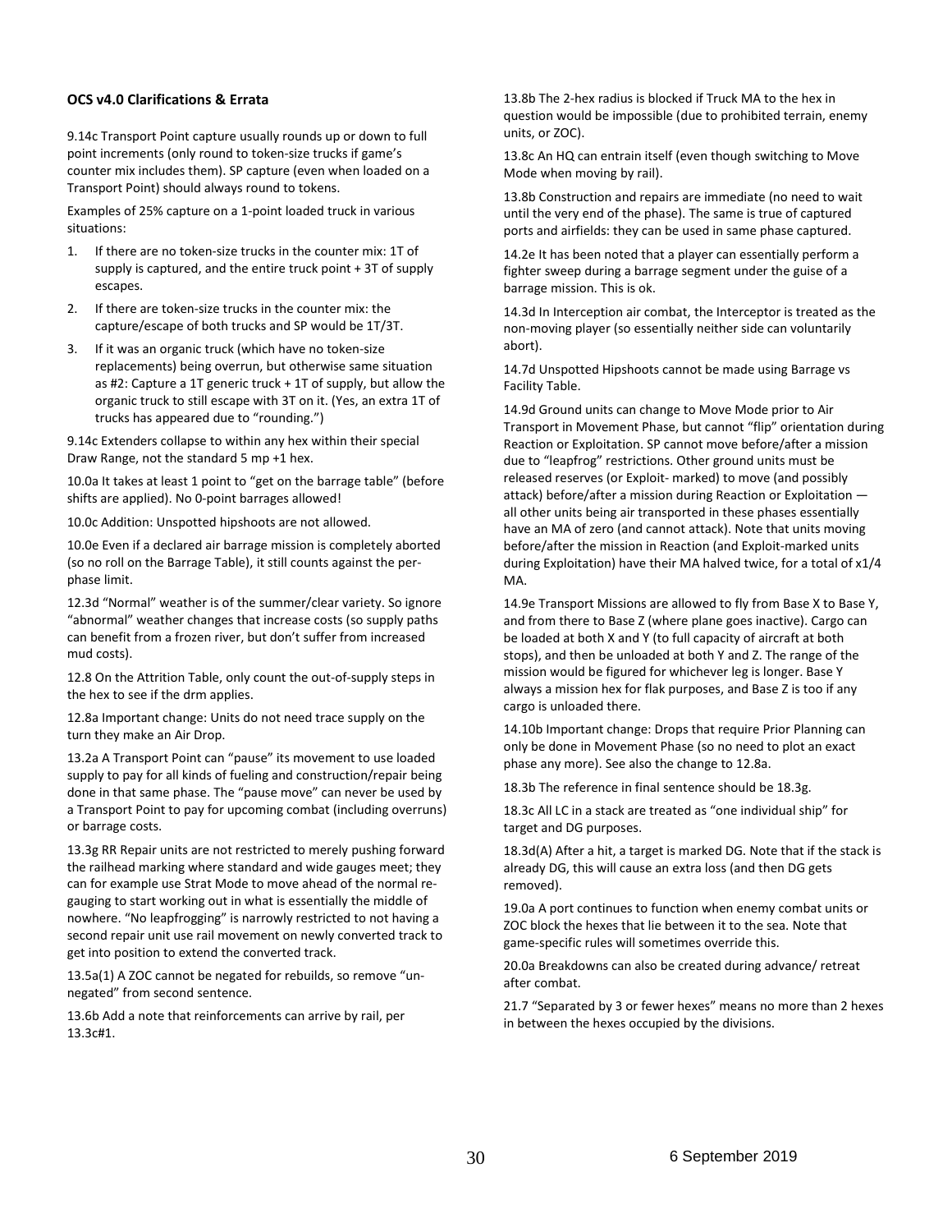**OCS v4.0 Clarifications & Errata**

9.14c Transport Point capture usually rounds up or down to full point increments (only round to token-size trucks if game's counter mix includes them). SP capture (even when loaded on a Transport Point) should always round to tokens.

Examples of 25% capture on a 1-point loaded truck in various situations:

1. If there are no token-size trucks in the counter mix: 1T of supply is captured, and the entire truck point + 3T of supply escapes.
2. If there are token-size trucks in the counter mix: the capture/escape of both trucks and SP would be 1T/3T.
3. If it was an organic truck (which have no token-size replacements) being overrun, but otherwise same situation as #2: Capture a 1T generic truck + 1T of supply, but allow the organic truck to still escape with 3T on it. (Yes, an extra 1T of trucks has appeared due to "rounding.")

9.14c Extenders collapse to within any hex within their special Draw Range, not the standard 5 mp +1 hex.

10.0a It takes at least 1 point to "get on the barrage table" (before shifts are applied). No 0-point barrages allowed!

10.0c Addition: Unspotted hipshoots are not allowed.

10.0e Even if a declared air barrage mission is completely aborted (so no roll on the Barrage Table), it still counts against the per-phase limit.

12.3d "Normal" weather is of the summer/clear variety. So ignore "abnormal" weather changes that increase costs (so supply paths can benefit from a frozen river, but don't suffer from increased mud costs).

12.8 On the Attrition Table, only count the out-of-supply steps in the hex to see if the drm applies.

12.8a Important change: Units do not need trace supply on the turn they make an Air Drop.

13.2a A Transport Point can "pause" its movement to use loaded supply to pay for all kinds of fueling and construction/repair being done in that same phase. The "pause move" can never be used by a Transport Point to pay for upcoming combat (including overruns) or barrage costs.

13.3g RR Repair units are not restricted to merely pushing forward the railhead marking where standard and wide gauges meet; they can for example use Strat Mode to move ahead of the normal re-gauging to start working out in what is essentially the middle of nowhere. "No leapfrogging" is narrowly restricted to not having a second repair unit use rail movement on newly converted track to get into position to extend the converted track.

13.5a(1) A ZOC cannot be negated for rebuilds, so remove "un-negated" from second sentence.

13.6b Add a note that reinforcements can arrive by rail, per 13.3c#1.

13.8b The 2-hex radius is blocked if Truck MA to the hex in question would be impossible (due to prohibited terrain, enemy units, or ZOC).

13.8c An HQ can entrain itself (even though switching to Move Mode when moving by rail).

13.8b Construction and repairs are immediate (no need to wait until the very end of the phase). The same is true of captured ports and airfields: they can be used in same phase captured.

14.2e It has been noted that a player can essentially perform a fighter sweep during a barrage segment under the guise of a barrage mission. This is ok.

14.3d In Interception air combat, the Interceptor is treated as the non-moving player (so essentially neither side can voluntarily abort).

14.7d Unspotted Hipshoots cannot be made using Barrage vs Facility Table.

14.9d Ground units can change to Move Mode prior to Air Transport in Movement Phase, but cannot "flip" orientation during Reaction or Exploitation. SP cannot move before/after a mission due to "leapfrog" restrictions. Other ground units must be released reserves (or Exploit- marked) to move (and possibly attack) before/after a mission during Reaction or Exploitation — all other units being air transported in these phases essentially have an MA of zero (and cannot attack). Note that units moving before/after the mission in Reaction (and Exploit-marked units during Exploitation) have their MA halved twice, for a total of x1/4 MA.

14.9e Transport Missions are allowed to fly from Base X to Base Y, and from there to Base Z (where plane goes inactive). Cargo can be loaded at both X and Y (to full capacity of aircraft at both stops), and then be unloaded at both Y and Z. The range of the mission would be figured for whichever leg is longer. Base Y always a mission hex for flak purposes, and Base Z is too if any cargo is unloaded there.

14.10b Important change: Drops that require Prior Planning can only be done in Movement Phase (so no need to plot an exact phase any more). See also the change to 12.8a.

18.3b The reference in final sentence should be 18.3g.

18.3c All LC in a stack are treated as "one individual ship" for target and DG purposes.

18.3d(A) After a hit, a target is marked DG. Note that if the stack is already DG, this will cause an extra loss (and then DG gets removed).

19.0a A port continues to function when enemy combat units or ZOC block the hexes that lie between it to the sea. Note that game-specific rules will sometimes override this.

20.0a Breakdowns can also be created during advance/ retreat after combat.

21.7 "Separated by 3 or fewer hexes" means no more than 2 hexes in between the hexes occupied by the divisions.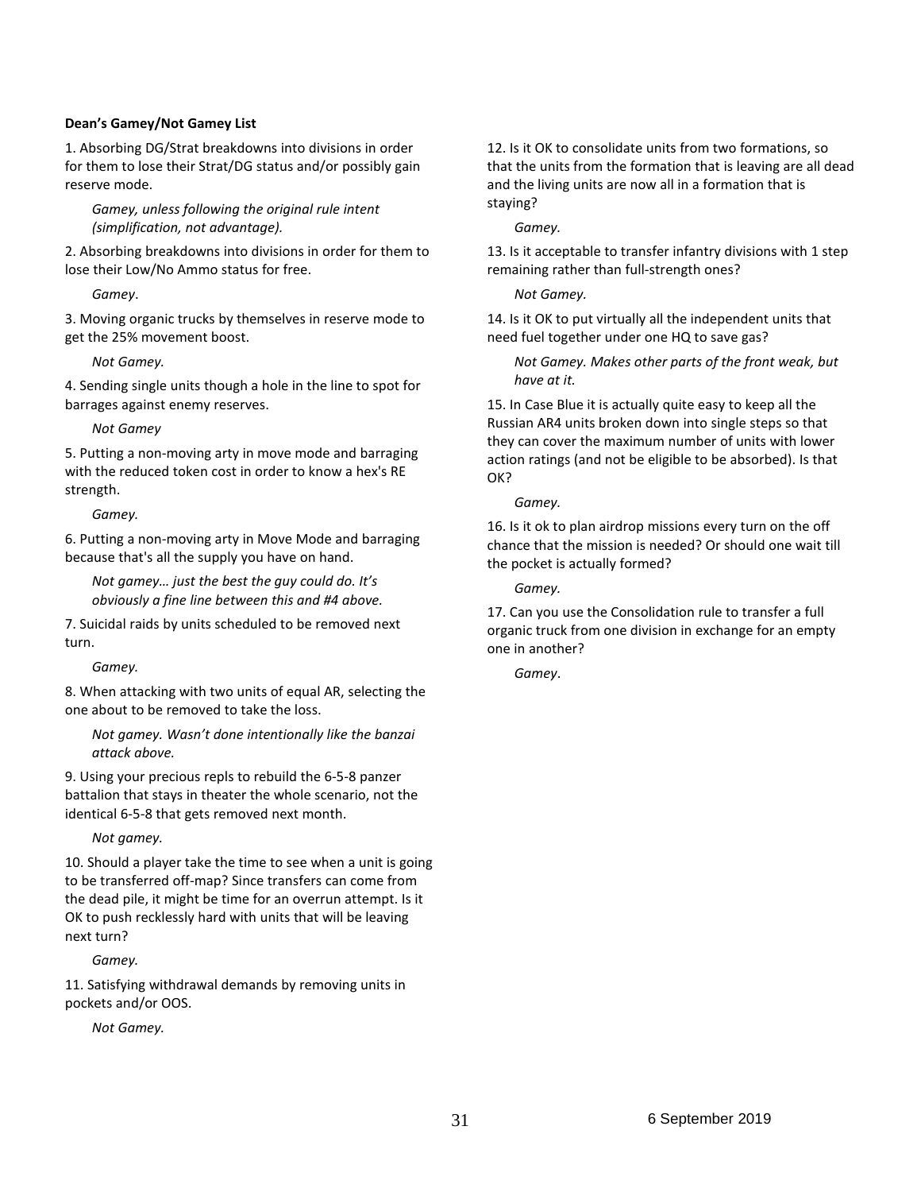**Dean's Gamey/Not Gamey List**

1. Absorbing DG/Strat breakdowns into divisions in order for them to lose their Strat/DG status and/or possibly gain reserve mode.

    *Gamey, unless following the original rule intent (simplification, not advantage).*

2. Absorbing breakdowns into divisions in order for them to lose their Low/No Ammo status for free.

    *Gamey*.

3. Moving organic trucks by themselves in reserve mode to get the 25% movement boost.

    *Not Gamey.*

4. Sending single units though a hole in the line to spot for barrages against enemy reserves.

    *Not Gamey*

5. Putting a non-moving arty in move mode and barraging with the reduced token cost in order to know a hex's RE strength.

    *Gamey.*

6. Putting a non-moving arty in Move Mode and barraging because that's all the supply you have on hand.

    *Not gamey… just the best the guy could do. It's obviously a fine line between this and #4 above.*

7. Suicidal raids by units scheduled to be removed next turn.

    *Gamey.*

8. When attacking with two units of equal AR, selecting the one about to be removed to take the loss.

    *Not gamey. Wasn't done intentionally like the banzai attack above.*

9. Using your precious repls to rebuild the 6-5-8 panzer battalion that stays in theater the whole scenario, not the identical 6-5-8 that gets removed next month.

    *Not gamey.*

10. Should a player take the time to see when a unit is going to be transferred off-map? Since transfers can come from the dead pile, it might be time for an overrun attempt. Is it OK to push recklessly hard with units that will be leaving next turn?

    *Gamey.*

11. Satisfying withdrawal demands by removing units in pockets and/or OOS.

    *Not Gamey.*

12. Is it OK to consolidate units from two formations, so that the units from the formation that is leaving are all dead and the living units are now all in a formation that is staying?

    *Gamey.*

13. Is it acceptable to transfer infantry divisions with 1 step remaining rather than full-strength ones?

    *Not Gamey.*

14. Is it OK to put virtually all the independent units that need fuel together under one HQ to save gas?

    *Not Gamey. Makes other parts of the front weak, but have at it.*

15. In Case Blue it is actually quite easy to keep all the Russian AR4 units broken down into single steps so that they can cover the maximum number of units with lower action ratings (and not be eligible to be absorbed). Is that OK?

    *Gamey.*

16. Is it ok to plan airdrop missions every turn on the off chance that the mission is needed? Or should one wait till the pocket is actually formed?

    *Gamey.*

17. Can you use the Consolidation rule to transfer a full organic truck from one division in exchange for an empty one in another?

    *Gamey*.

6 September 2019